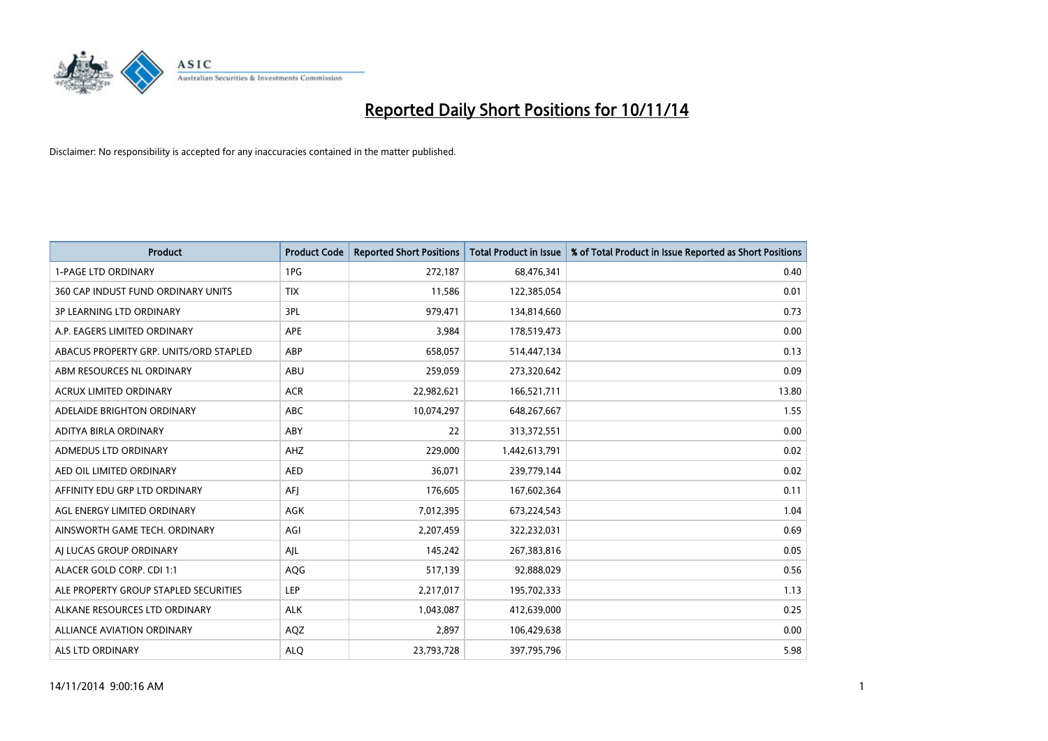# Reported Daily Short Positions for 10/11/14

Disclaimer: No responsibility is accepted for any inaccuracies contained in the matter published.

| Product | Product Code | Reported Short Positions | Total Product in Issue | % of Total Product in Issue Reported as Short Positions |
|---|---|---|---|---|
| 1-PAGE LTD ORDINARY | 1PG | 272,187 | 68,476,341 | 0.40 |
| 360 CAP INDUST FUND ORDINARY UNITS | TIX | 11,586 | 122,385,054 | 0.01 |
| 3P LEARNING LTD ORDINARY | 3PL | 979,471 | 134,814,660 | 0.73 |
| A.P. EAGERS LIMITED ORDINARY | APE | 3,984 | 178,519,473 | 0.00 |
| ABACUS PROPERTY GRP. UNITS/ORD STAPLED | ABP | 658,057 | 514,447,134 | 0.13 |
| ABM RESOURCES NL ORDINARY | ABU | 259,059 | 273,320,642 | 0.09 |
| ACRUX LIMITED ORDINARY | ACR | 22,982,621 | 166,521,711 | 13.80 |
| ADELAIDE BRIGHTON ORDINARY | ABC | 10,074,297 | 648,267,667 | 1.55 |
| ADITYA BIRLA ORDINARY | ABY | 22 | 313,372,551 | 0.00 |
| ADMEDUS LTD ORDINARY | AHZ | 229,000 | 1,442,613,791 | 0.02 |
| AED OIL LIMITED ORDINARY | AED | 36,071 | 239,779,144 | 0.02 |
| AFFINITY EDU GRP LTD ORDINARY | AFJ | 176,605 | 167,602,364 | 0.11 |
| AGL ENERGY LIMITED ORDINARY | AGK | 7,012,395 | 673,224,543 | 1.04 |
| AINSWORTH GAME TECH. ORDINARY | AGI | 2,207,459 | 322,232,031 | 0.69 |
| AJ LUCAS GROUP ORDINARY | AJL | 145,242 | 267,383,816 | 0.05 |
| ALACER GOLD CORP. CDI 1:1 | AQG | 517,139 | 92,888,029 | 0.56 |
| ALE PROPERTY GROUP STAPLED SECURITIES | LEP | 2,217,017 | 195,702,333 | 1.13 |
| ALKANE RESOURCES LTD ORDINARY | ALK | 1,043,087 | 412,639,000 | 0.25 |
| ALLIANCE AVIATION ORDINARY | AQZ | 2,897 | 106,429,638 | 0.00 |
| ALS LTD ORDINARY | ALQ | 23,793,728 | 397,795,796 | 5.98 |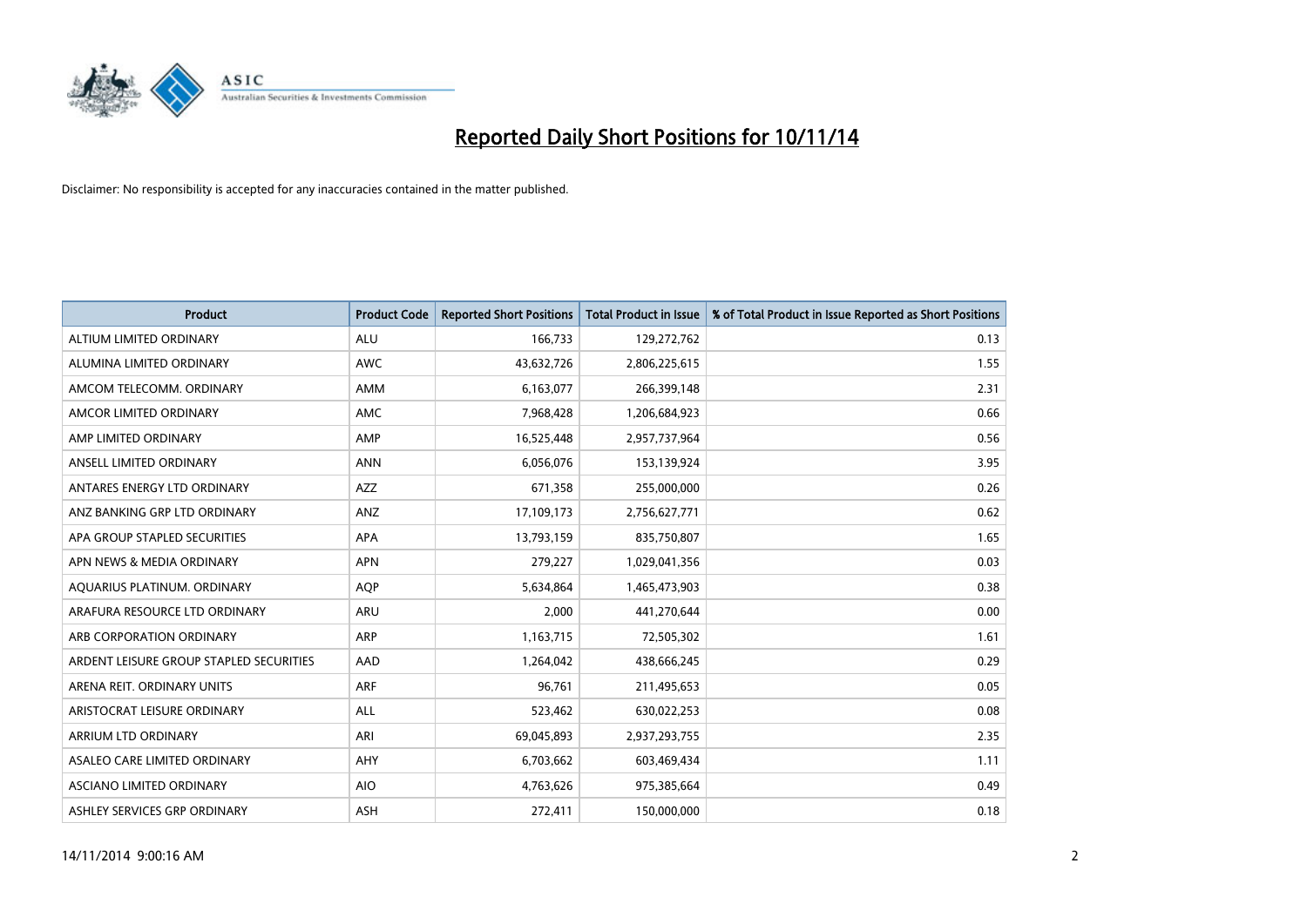# Reported Daily Short Positions for 10/11/14

Disclaimer: No responsibility is accepted for any inaccuracies contained in the matter published.

| Product | Product Code | Reported Short Positions | Total Product in Issue | % of Total Product in Issue Reported as Short Positions |
|---|---|---|---|---|
| ALTIUM LIMITED ORDINARY | ALU | 166,733 | 129,272,762 | 0.13 |
| ALUMINA LIMITED ORDINARY | AWC | 43,632,726 | 2,806,225,615 | 1.55 |
| AMCOM TELECOMM. ORDINARY | AMM | 6,163,077 | 266,399,148 | 2.31 |
| AMCOR LIMITED ORDINARY | AMC | 7,968,428 | 1,206,684,923 | 0.66 |
| AMP LIMITED ORDINARY | AMP | 16,525,448 | 2,957,737,964 | 0.56 |
| ANSELL LIMITED ORDINARY | ANN | 6,056,076 | 153,139,924 | 3.95 |
| ANTARES ENERGY LTD ORDINARY | AZZ | 671,358 | 255,000,000 | 0.26 |
| ANZ BANKING GRP LTD ORDINARY | ANZ | 17,109,173 | 2,756,627,771 | 0.62 |
| APA GROUP STAPLED SECURITIES | APA | 13,793,159 | 835,750,807 | 1.65 |
| APN NEWS & MEDIA ORDINARY | APN | 279,227 | 1,029,041,356 | 0.03 |
| AQUARIUS PLATINUM. ORDINARY | AQP | 5,634,864 | 1,465,473,903 | 0.38 |
| ARAFURA RESOURCE LTD ORDINARY | ARU | 2,000 | 441,270,644 | 0.00 |
| ARB CORPORATION ORDINARY | ARP | 1,163,715 | 72,505,302 | 1.61 |
| ARDENT LEISURE GROUP STAPLED SECURITIES | AAD | 1,264,042 | 438,666,245 | 0.29 |
| ARENA REIT. ORDINARY UNITS | ARF | 96,761 | 211,495,653 | 0.05 |
| ARISTOCRAT LEISURE ORDINARY | ALL | 523,462 | 630,022,253 | 0.08 |
| ARRIUM LTD ORDINARY | ARI | 69,045,893 | 2,937,293,755 | 2.35 |
| ASALEO CARE LIMITED ORDINARY | AHY | 6,703,662 | 603,469,434 | 1.11 |
| ASCIANO LIMITED ORDINARY | AIO | 4,763,626 | 975,385,664 | 0.49 |
| ASHLEY SERVICES GRP ORDINARY | ASH | 272,411 | 150,000,000 | 0.18 |

14/11/2014 9:00:16 AM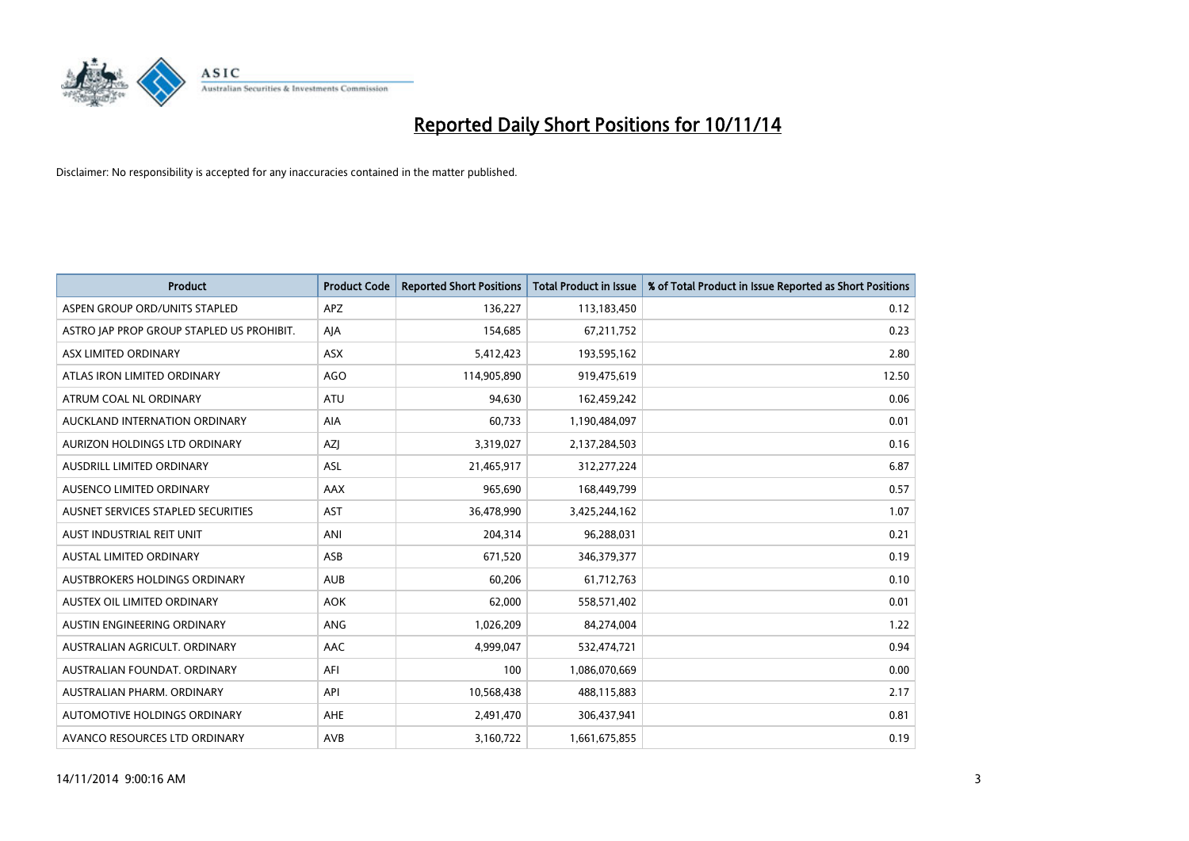# Reported Daily Short Positions for 10/11/14

Disclaimer: No responsibility is accepted for any inaccuracies contained in the matter published.

| Product | Product Code | Reported Short Positions | Total Product in Issue | % of Total Product in Issue Reported as Short Positions |
|---|---|---|---|---|
| ASPEN GROUP ORD/UNITS STAPLED | APZ | 136,227 | 113,183,450 | 0.12 |
| ASTRO JAP PROP GROUP STAPLED US PROHIBIT. | AJA | 154,685 | 67,211,752 | 0.23 |
| ASX LIMITED ORDINARY | ASX | 5,412,423 | 193,595,162 | 2.80 |
| ATLAS IRON LIMITED ORDINARY | AGO | 114,905,890 | 919,475,619 | 12.50 |
| ATRUM COAL NL ORDINARY | ATU | 94,630 | 162,459,242 | 0.06 |
| AUCKLAND INTERNATION ORDINARY | AIA | 60,733 | 1,190,484,097 | 0.01 |
| AURIZON HOLDINGS LTD ORDINARY | AZJ | 3,319,027 | 2,137,284,503 | 0.16 |
| AUSDRILL LIMITED ORDINARY | ASL | 21,465,917 | 312,277,224 | 6.87 |
| AUSENCO LIMITED ORDINARY | AAX | 965,690 | 168,449,799 | 0.57 |
| AUSNET SERVICES STAPLED SECURITIES | AST | 36,478,990 | 3,425,244,162 | 1.07 |
| AUST INDUSTRIAL REIT UNIT | ANI | 204,314 | 96,288,031 | 0.21 |
| AUSTAL LIMITED ORDINARY | ASB | 671,520 | 346,379,377 | 0.19 |
| AUSTBROKERS HOLDINGS ORDINARY | AUB | 60,206 | 61,712,763 | 0.10 |
| AUSTEX OIL LIMITED ORDINARY | AOK | 62,000 | 558,571,402 | 0.01 |
| AUSTIN ENGINEERING ORDINARY | ANG | 1,026,209 | 84,274,004 | 1.22 |
| AUSTRALIAN AGRICULT. ORDINARY | AAC | 4,999,047 | 532,474,721 | 0.94 |
| AUSTRALIAN FOUNDAT. ORDINARY | AFI | 100 | 1,086,070,669 | 0.00 |
| AUSTRALIAN PHARM. ORDINARY | API | 10,568,438 | 488,115,883 | 2.17 |
| AUTOMOTIVE HOLDINGS ORDINARY | AHE | 2,491,470 | 306,437,941 | 0.81 |
| AVANCO RESOURCES LTD ORDINARY | AVB | 3,160,722 | 1,661,675,855 | 0.19 |

14/11/2014 9:00:16 AM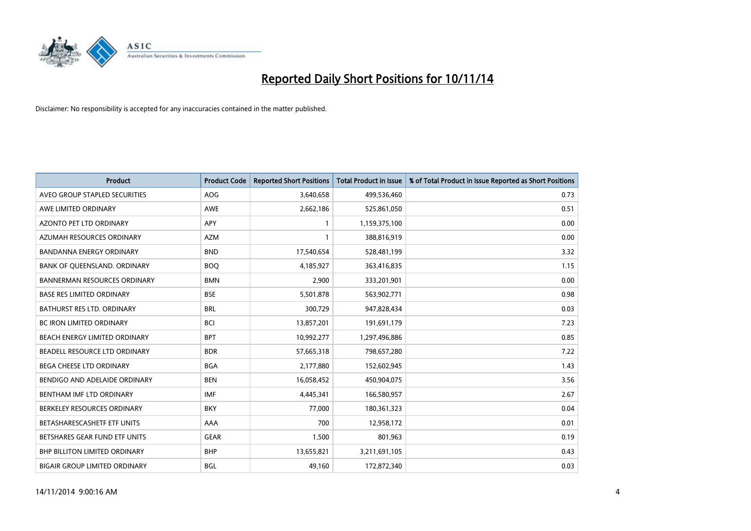# Reported Daily Short Positions for 10/11/14

Disclaimer: No responsibility is accepted for any inaccuracies contained in the matter published.

| Product | Product Code | Reported Short Positions | Total Product in Issue | % of Total Product in Issue Reported as Short Positions |
|---|---|---|---|---|
| AVEO GROUP STAPLED SECURITIES | AOG | 3,640,658 | 499,536,460 | 0.73 |
| AWE LIMITED ORDINARY | AWE | 2,662,186 | 525,861,050 | 0.51 |
| AZONTO PET LTD ORDINARY | APY | 1 | 1,159,375,100 | 0.00 |
| AZUMAH RESOURCES ORDINARY | AZM | 1 | 388,816,919 | 0.00 |
| BANDANNA ENERGY ORDINARY | BND | 17,540,654 | 528,481,199 | 3.32 |
| BANK OF QUEENSLAND. ORDINARY | BOQ | 4,185,927 | 363,416,835 | 1.15 |
| BANNERMAN RESOURCES ORDINARY | BMN | 2,900 | 333,201,901 | 0.00 |
| BASE RES LIMITED ORDINARY | BSE | 5,501,878 | 563,902,771 | 0.98 |
| BATHURST RES LTD. ORDINARY | BRL | 300,729 | 947,828,434 | 0.03 |
| BC IRON LIMITED ORDINARY | BCI | 13,857,201 | 191,691,179 | 7.23 |
| BEACH ENERGY LIMITED ORDINARY | BPT | 10,992,277 | 1,297,496,886 | 0.85 |
| BEADELL RESOURCE LTD ORDINARY | BDR | 57,665,318 | 798,657,280 | 7.22 |
| BEGA CHEESE LTD ORDINARY | BGA | 2,177,880 | 152,602,945 | 1.43 |
| BENDIGO AND ADELAIDE ORDINARY | BEN | 16,058,452 | 450,904,075 | 3.56 |
| BENTHAM IMF LTD ORDINARY | IMF | 4,445,341 | 166,580,957 | 2.67 |
| BERKELEY RESOURCES ORDINARY | BKY | 77,000 | 180,361,323 | 0.04 |
| BETASHARESCASHETF ETF UNITS | AAA | 700 | 12,958,172 | 0.01 |
| BETSHARES GEAR FUND ETF UNITS | GEAR | 1,500 | 801,963 | 0.19 |
| BHP BILLITON LIMITED ORDINARY | BHP | 13,655,821 | 3,211,691,105 | 0.43 |
| BIGAIR GROUP LIMITED ORDINARY | BGL | 49,160 | 172,872,340 | 0.03 |

14/11/2014 9:00:16 AM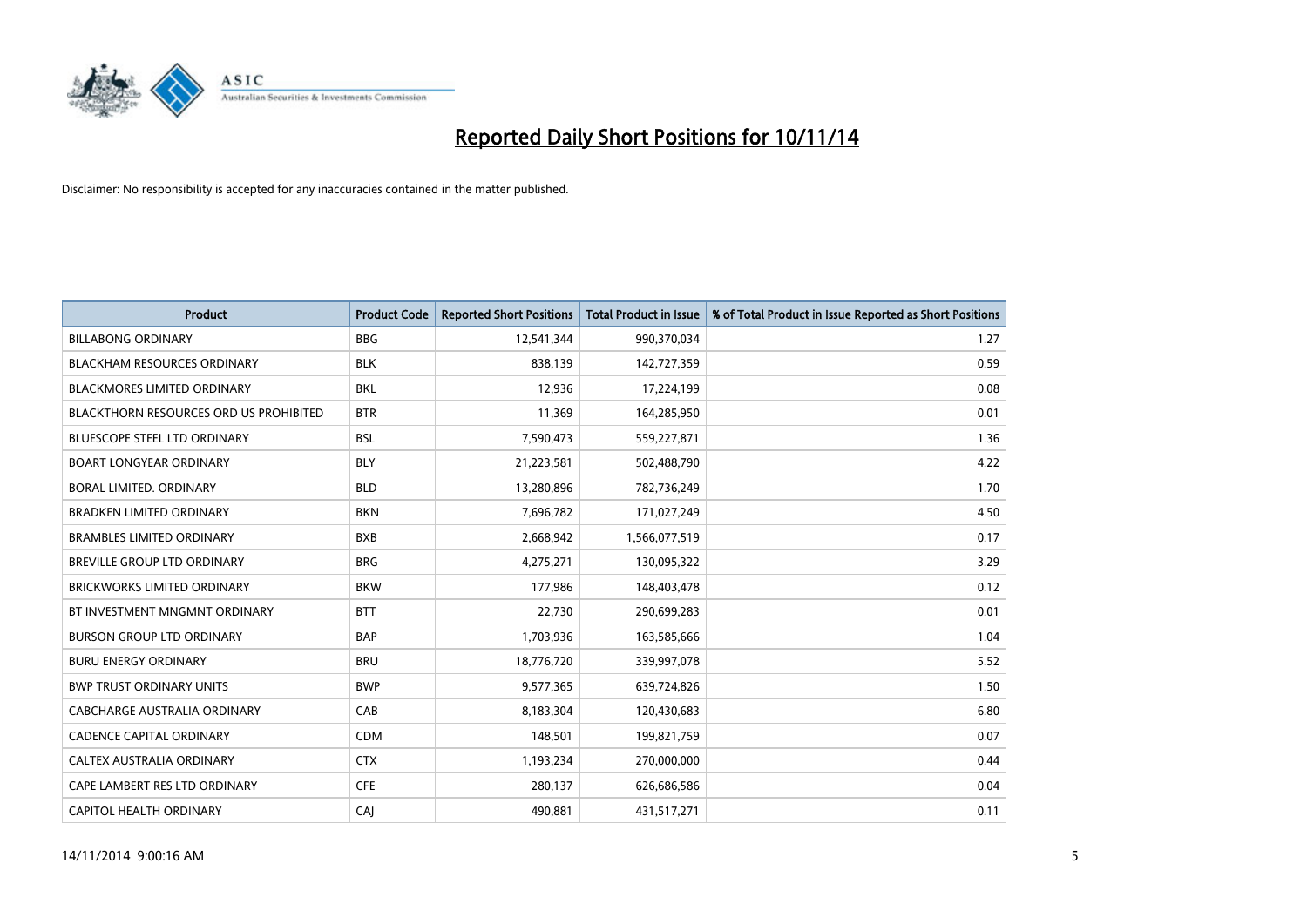# Reported Daily Short Positions for 10/11/14

Disclaimer: No responsibility is accepted for any inaccuracies contained in the matter published.

| Product | Product Code | Reported Short Positions | Total Product in Issue | % of Total Product in Issue Reported as Short Positions |
|---|---|---|---|---|
| BILLABONG ORDINARY | BBG | 12,541,344 | 990,370,034 | 1.27 |
| BLACKHAM RESOURCES ORDINARY | BLK | 838,139 | 142,727,359 | 0.59 |
| BLACKMORES LIMITED ORDINARY | BKL | 12,936 | 17,224,199 | 0.08 |
| BLACKTHORN RESOURCES ORD US PROHIBITED | BTR | 11,369 | 164,285,950 | 0.01 |
| BLUESCOPE STEEL LTD ORDINARY | BSL | 7,590,473 | 559,227,871 | 1.36 |
| BOART LONGYEAR ORDINARY | BLY | 21,223,581 | 502,488,790 | 4.22 |
| BORAL LIMITED. ORDINARY | BLD | 13,280,896 | 782,736,249 | 1.70 |
| BRADKEN LIMITED ORDINARY | BKN | 7,696,782 | 171,027,249 | 4.50 |
| BRAMBLES LIMITED ORDINARY | BXB | 2,668,942 | 1,566,077,519 | 0.17 |
| BREVILLE GROUP LTD ORDINARY | BRG | 4,275,271 | 130,095,322 | 3.29 |
| BRICKWORKS LIMITED ORDINARY | BKW | 177,986 | 148,403,478 | 0.12 |
| BT INVESTMENT MNGMNT ORDINARY | BTT | 22,730 | 290,699,283 | 0.01 |
| BURSON GROUP LTD ORDINARY | BAP | 1,703,936 | 163,585,666 | 1.04 |
| BURU ENERGY ORDINARY | BRU | 18,776,720 | 339,997,078 | 5.52 |
| BWP TRUST ORDINARY UNITS | BWP | 9,577,365 | 639,724,826 | 1.50 |
| CABCHARGE AUSTRALIA ORDINARY | CAB | 8,183,304 | 120,430,683 | 6.80 |
| CADENCE CAPITAL ORDINARY | CDM | 148,501 | 199,821,759 | 0.07 |
| CALTEX AUSTRALIA ORDINARY | CTX | 1,193,234 | 270,000,000 | 0.44 |
| CAPE LAMBERT RES LTD ORDINARY | CFE | 280,137 | 626,686,586 | 0.04 |
| CAPITOL HEALTH ORDINARY | CAJ | 490,881 | 431,517,271 | 0.11 |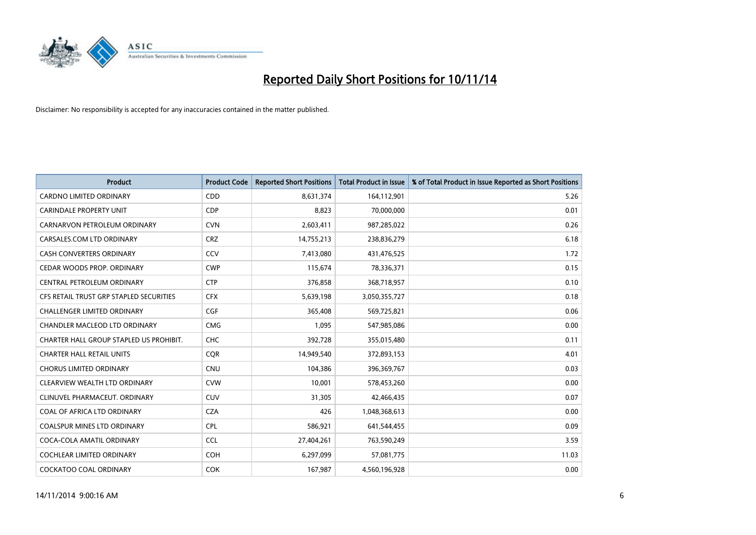# Reported Daily Short Positions for 10/11/14

Disclaimer: No responsibility is accepted for any inaccuracies contained in the matter published.

| Product | Product Code | Reported Short Positions | Total Product in Issue | % of Total Product in Issue Reported as Short Positions |
|---|---|---|---|---|
| CARDNO LIMITED ORDINARY | CDD | 8,631,374 | 164,112,901 | 5.26 |
| CARINDALE PROPERTY UNIT | CDP | 8,823 | 70,000,000 | 0.01 |
| CARNARVON PETROLEUM ORDINARY | CVN | 2,603,411 | 987,285,022 | 0.26 |
| CARSALES.COM LTD ORDINARY | CRZ | 14,755,213 | 238,836,279 | 6.18 |
| CASH CONVERTERS ORDINARY | CCV | 7,413,080 | 431,476,525 | 1.72 |
| CEDAR WOODS PROP. ORDINARY | CWP | 115,674 | 78,336,371 | 0.15 |
| CENTRAL PETROLEUM ORDINARY | CTP | 376,858 | 368,718,957 | 0.10 |
| CFS RETAIL TRUST GRP STAPLED SECURITIES | CFX | 5,639,198 | 3,050,355,727 | 0.18 |
| CHALLENGER LIMITED ORDINARY | CGF | 365,408 | 569,725,821 | 0.06 |
| CHANDLER MACLEOD LTD ORDINARY | CMG | 1,095 | 547,985,086 | 0.00 |
| CHARTER HALL GROUP STAPLED US PROHIBIT. | CHC | 392,728 | 355,015,480 | 0.11 |
| CHARTER HALL RETAIL UNITS | CQR | 14,949,540 | 372,893,153 | 4.01 |
| CHORUS LIMITED ORDINARY | CNU | 104,386 | 396,369,767 | 0.03 |
| CLEARVIEW WEALTH LTD ORDINARY | CVW | 10,001 | 578,453,260 | 0.00 |
| CLINUVEL PHARMACEUT. ORDINARY | CUV | 31,305 | 42,466,435 | 0.07 |
| COAL OF AFRICA LTD ORDINARY | CZA | 426 | 1,048,368,613 | 0.00 |
| COALSPUR MINES LTD ORDINARY | CPL | 586,921 | 641,544,455 | 0.09 |
| COCA-COLA AMATIL ORDINARY | CCL | 27,404,261 | 763,590,249 | 3.59 |
| COCHLEAR LIMITED ORDINARY | COH | 6,297,099 | 57,081,775 | 11.03 |
| COCKATOO COAL ORDINARY | COK | 167,987 | 4,560,196,928 | 0.00 |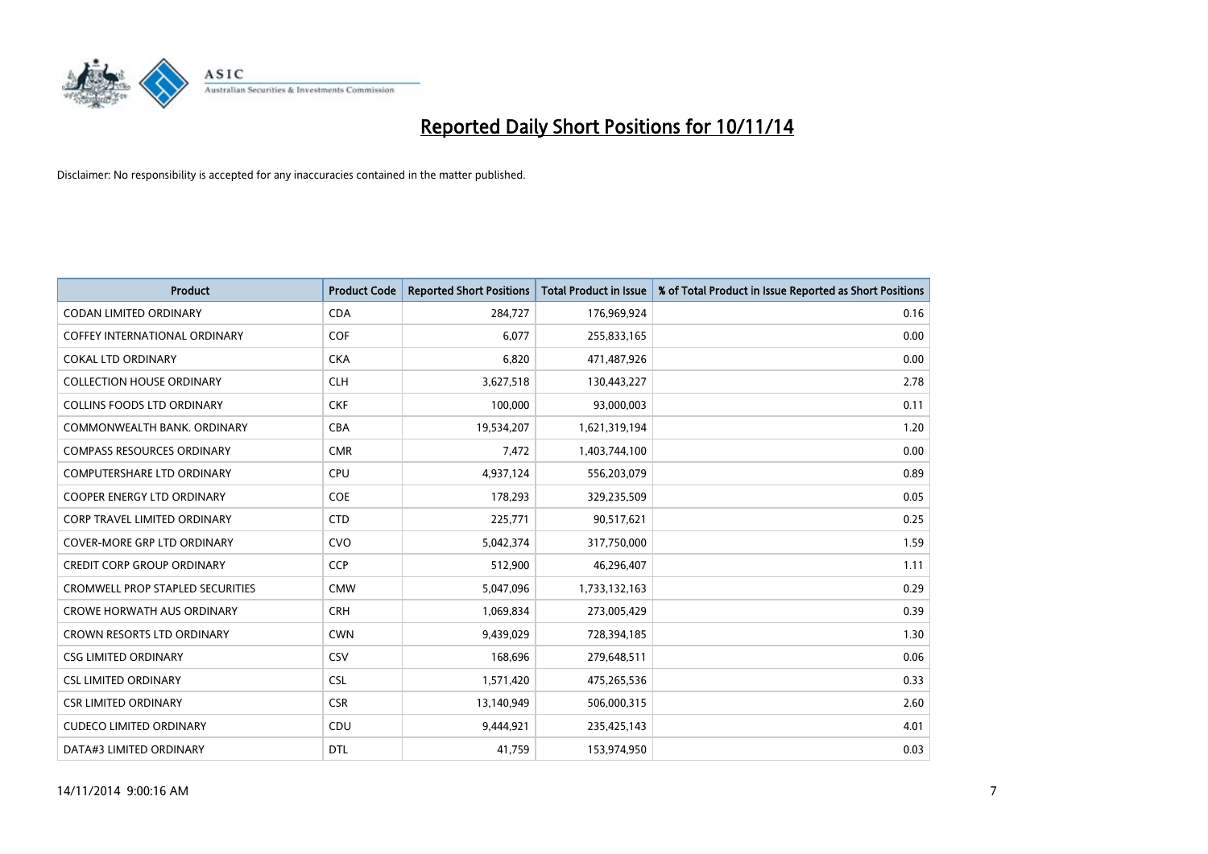# Reported Daily Short Positions for 10/11/14

Disclaimer: No responsibility is accepted for any inaccuracies contained in the matter published.

| Product | Product Code | Reported Short Positions | Total Product in Issue | % of Total Product in Issue Reported as Short Positions |
| --- | --- | --- | --- | --- |
| CODAN LIMITED ORDINARY | CDA | 284,727 | 176,969,924 | 0.16 |
| COFFEY INTERNATIONAL ORDINARY | COF | 6,077 | 255,833,165 | 0.00 |
| COKAL LTD ORDINARY | CKA | 6,820 | 471,487,926 | 0.00 |
| COLLECTION HOUSE ORDINARY | CLH | 3,627,518 | 130,443,227 | 2.78 |
| COLLINS FOODS LTD ORDINARY | CKF | 100,000 | 93,000,003 | 0.11 |
| COMMONWEALTH BANK. ORDINARY | CBA | 19,534,207 | 1,621,319,194 | 1.20 |
| COMPASS RESOURCES ORDINARY | CMR | 7,472 | 1,403,744,100 | 0.00 |
| COMPUTERSHARE LTD ORDINARY | CPU | 4,937,124 | 556,203,079 | 0.89 |
| COOPER ENERGY LTD ORDINARY | COE | 178,293 | 329,235,509 | 0.05 |
| CORP TRAVEL LIMITED ORDINARY | CTD | 225,771 | 90,517,621 | 0.25 |
| COVER-MORE GRP LTD ORDINARY | CVO | 5,042,374 | 317,750,000 | 1.59 |
| CREDIT CORP GROUP ORDINARY | CCP | 512,900 | 46,296,407 | 1.11 |
| CROMWELL PROP STAPLED SECURITIES | CMW | 5,047,096 | 1,733,132,163 | 0.29 |
| CROWE HORWATH AUS ORDINARY | CRH | 1,069,834 | 273,005,429 | 0.39 |
| CROWN RESORTS LTD ORDINARY | CWN | 9,439,029 | 728,394,185 | 1.30 |
| CSG LIMITED ORDINARY | CSV | 168,696 | 279,648,511 | 0.06 |
| CSL LIMITED ORDINARY | CSL | 1,571,420 | 475,265,536 | 0.33 |
| CSR LIMITED ORDINARY | CSR | 13,140,949 | 506,000,315 | 2.60 |
| CUDECO LIMITED ORDINARY | CDU | 9,444,921 | 235,425,143 | 4.01 |
| DATA#3 LIMITED ORDINARY | DTL | 41,759 | 153,974,950 | 0.03 |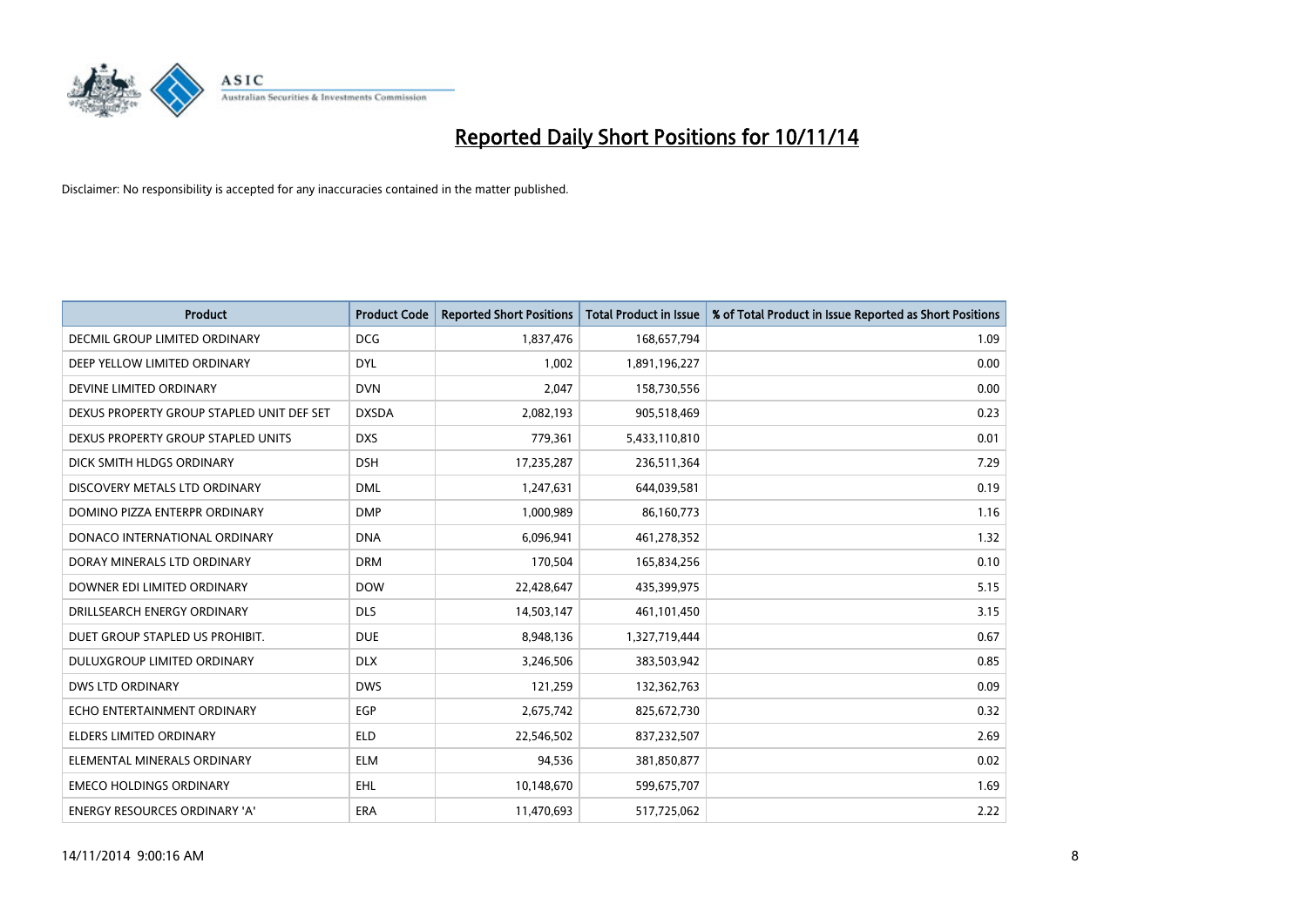# Reported Daily Short Positions for 10/11/14

Disclaimer: No responsibility is accepted for any inaccuracies contained in the matter published.

| Product | Product Code | Reported Short Positions | Total Product in Issue | % of Total Product in Issue Reported as Short Positions |
|---|---|---|---|---|
| DECMIL GROUP LIMITED ORDINARY | DCG | 1,837,476 | 168,657,794 | 1.09 |
| DEEP YELLOW LIMITED ORDINARY | DYL | 1,002 | 1,891,196,227 | 0.00 |
| DEVINE LIMITED ORDINARY | DVN | 2,047 | 158,730,556 | 0.00 |
| DEXUS PROPERTY GROUP STAPLED UNIT DEF SET | DXSDA | 2,082,193 | 905,518,469 | 0.23 |
| DEXUS PROPERTY GROUP STAPLED UNITS | DXS | 779,361 | 5,433,110,810 | 0.01 |
| DICK SMITH HLDGS ORDINARY | DSH | 17,235,287 | 236,511,364 | 7.29 |
| DISCOVERY METALS LTD ORDINARY | DML | 1,247,631 | 644,039,581 | 0.19 |
| DOMINO PIZZA ENTERPR ORDINARY | DMP | 1,000,989 | 86,160,773 | 1.16 |
| DONACO INTERNATIONAL ORDINARY | DNA | 6,096,941 | 461,278,352 | 1.32 |
| DORAY MINERALS LTD ORDINARY | DRM | 170,504 | 165,834,256 | 0.10 |
| DOWNER EDI LIMITED ORDINARY | DOW | 22,428,647 | 435,399,975 | 5.15 |
| DRILLSEARCH ENERGY ORDINARY | DLS | 14,503,147 | 461,101,450 | 3.15 |
| DUET GROUP STAPLED US PROHIBIT. | DUE | 8,948,136 | 1,327,719,444 | 0.67 |
| DULUXGROUP LIMITED ORDINARY | DLX | 3,246,506 | 383,503,942 | 0.85 |
| DWS LTD ORDINARY | DWS | 121,259 | 132,362,763 | 0.09 |
| ECHO ENTERTAINMENT ORDINARY | EGP | 2,675,742 | 825,672,730 | 0.32 |
| ELDERS LIMITED ORDINARY | ELD | 22,546,502 | 837,232,507 | 2.69 |
| ELEMENTAL MINERALS ORDINARY | ELM | 94,536 | 381,850,877 | 0.02 |
| EMECO HOLDINGS ORDINARY | EHL | 10,148,670 | 599,675,707 | 1.69 |
| ENERGY RESOURCES ORDINARY 'A' | ERA | 11,470,693 | 517,725,062 | 2.22 |

14/11/2014 9:00:16 AM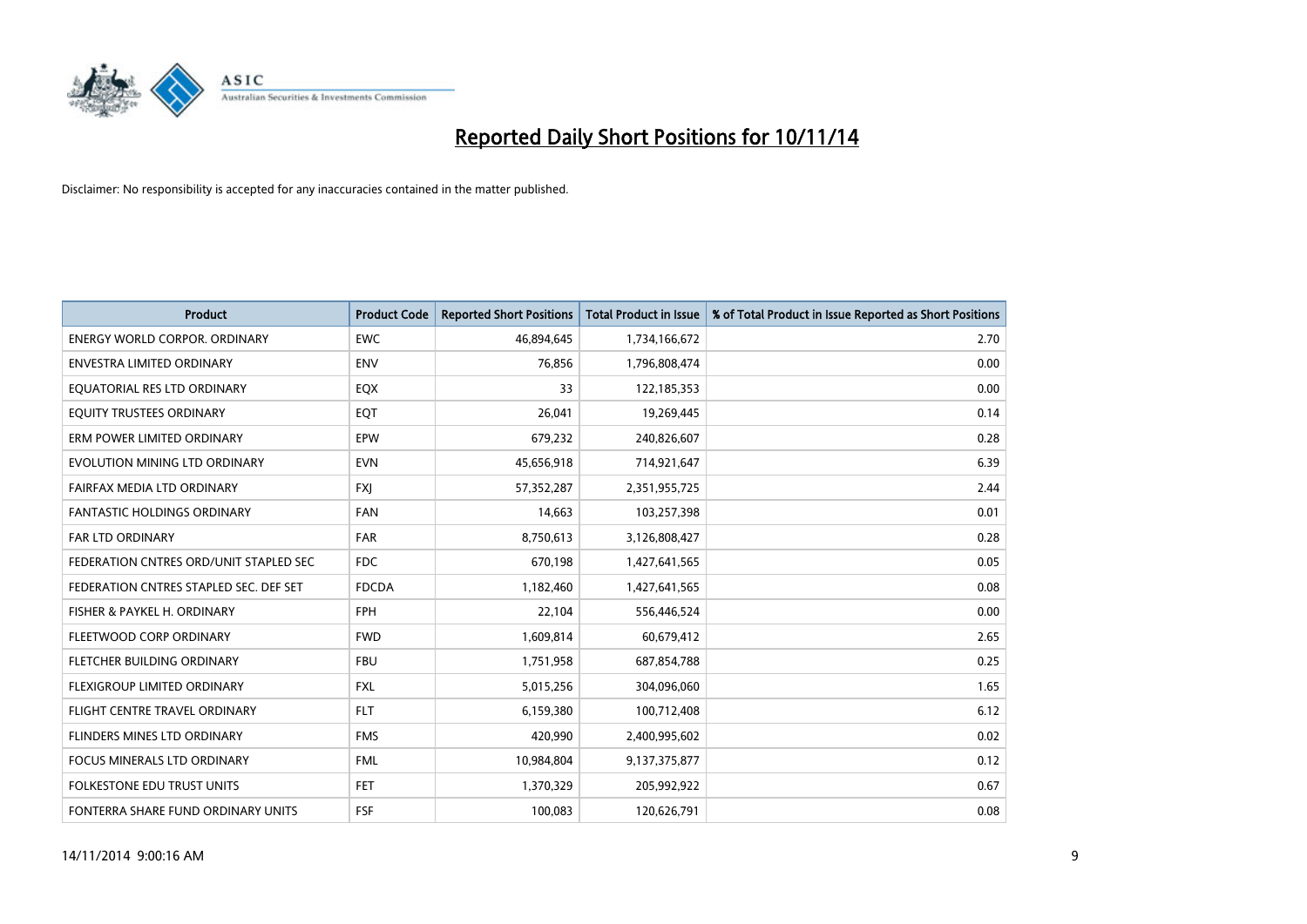# Reported Daily Short Positions for 10/11/14

Disclaimer: No responsibility is accepted for any inaccuracies contained in the matter published.

| Product | Product Code | Reported Short Positions | Total Product in Issue | % of Total Product in Issue Reported as Short Positions |
|---|---|---|---|---|
| ENERGY WORLD CORPOR. ORDINARY | EWC | 46,894,645 | 1,734,166,672 | 2.70 |
| ENVESTRA LIMITED ORDINARY | ENV | 76,856 | 1,796,808,474 | 0.00 |
| EQUATORIAL RES LTD ORDINARY | EQX | 33 | 122,185,353 | 0.00 |
| EQUITY TRUSTEES ORDINARY | EQT | 26,041 | 19,269,445 | 0.14 |
| ERM POWER LIMITED ORDINARY | EPW | 679,232 | 240,826,607 | 0.28 |
| EVOLUTION MINING LTD ORDINARY | EVN | 45,656,918 | 714,921,647 | 6.39 |
| FAIRFAX MEDIA LTD ORDINARY | FXJ | 57,352,287 | 2,351,955,725 | 2.44 |
| FANTASTIC HOLDINGS ORDINARY | FAN | 14,663 | 103,257,398 | 0.01 |
| FAR LTD ORDINARY | FAR | 8,750,613 | 3,126,808,427 | 0.28 |
| FEDERATION CNTRES ORD/UNIT STAPLED SEC | FDC | 670,198 | 1,427,641,565 | 0.05 |
| FEDERATION CNTRES STAPLED SEC. DEF SET | FDCDA | 1,182,460 | 1,427,641,565 | 0.08 |
| FISHER & PAYKEL H. ORDINARY | FPH | 22,104 | 556,446,524 | 0.00 |
| FLEETWOOD CORP ORDINARY | FWD | 1,609,814 | 60,679,412 | 2.65 |
| FLETCHER BUILDING ORDINARY | FBU | 1,751,958 | 687,854,788 | 0.25 |
| FLEXIGROUP LIMITED ORDINARY | FXL | 5,015,256 | 304,096,060 | 1.65 |
| FLIGHT CENTRE TRAVEL ORDINARY | FLT | 6,159,380 | 100,712,408 | 6.12 |
| FLINDERS MINES LTD ORDINARY | FMS | 420,990 | 2,400,995,602 | 0.02 |
| FOCUS MINERALS LTD ORDINARY | FML | 10,984,804 | 9,137,375,877 | 0.12 |
| FOLKESTONE EDU TRUST UNITS | FET | 1,370,329 | 205,992,922 | 0.67 |
| FONTERRA SHARE FUND ORDINARY UNITS | FSF | 100,083 | 120,626,791 | 0.08 |

14/11/2014 9:00:16 AM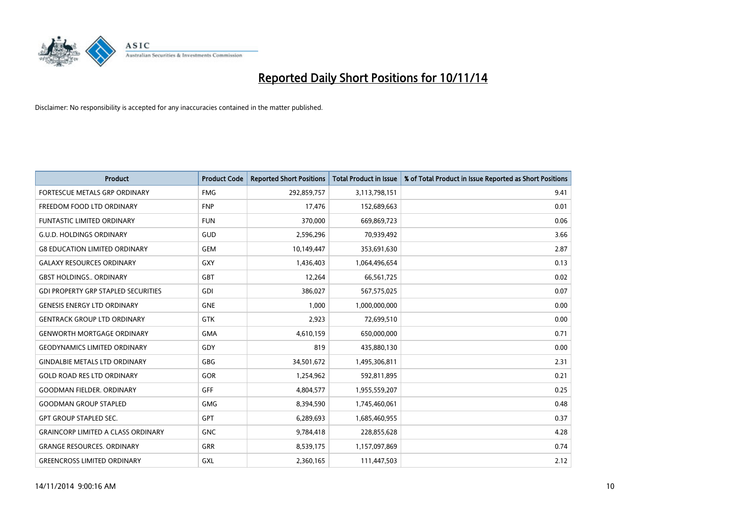# Reported Daily Short Positions for 10/11/14

Disclaimer: No responsibility is accepted for any inaccuracies contained in the matter published.

| Product | Product Code | Reported Short Positions | Total Product in Issue | % of Total Product in Issue Reported as Short Positions |
| --- | --- | --- | --- | --- |
| FORTESCUE METALS GRP ORDINARY | FMG | 292,859,757 | 3,113,798,151 | 9.41 |
| FREEDOM FOOD LTD ORDINARY | FNP | 17,476 | 152,689,663 | 0.01 |
| FUNTASTIC LIMITED ORDINARY | FUN | 370,000 | 669,869,723 | 0.06 |
| G.U.D. HOLDINGS ORDINARY | GUD | 2,596,296 | 70,939,492 | 3.66 |
| G8 EDUCATION LIMITED ORDINARY | GEM | 10,149,447 | 353,691,630 | 2.87 |
| GALAXY RESOURCES ORDINARY | GXY | 1,436,403 | 1,064,496,654 | 0.13 |
| GBST HOLDINGS.. ORDINARY | GBT | 12,264 | 66,561,725 | 0.02 |
| GDI PROPERTY GRP STAPLED SECURITIES | GDI | 386,027 | 567,575,025 | 0.07 |
| GENESIS ENERGY LTD ORDINARY | GNE | 1,000 | 1,000,000,000 | 0.00 |
| GENTRACK GROUP LTD ORDINARY | GTK | 2,923 | 72,699,510 | 0.00 |
| GENWORTH MORTGAGE ORDINARY | GMA | 4,610,159 | 650,000,000 | 0.71 |
| GEODYNAMICS LIMITED ORDINARY | GDY | 819 | 435,880,130 | 0.00 |
| GINDALBIE METALS LTD ORDINARY | GBG | 34,501,672 | 1,495,306,811 | 2.31 |
| GOLD ROAD RES LTD ORDINARY | GOR | 1,254,962 | 592,811,895 | 0.21 |
| GOODMAN FIELDER. ORDINARY | GFF | 4,804,577 | 1,955,559,207 | 0.25 |
| GOODMAN GROUP STAPLED | GMG | 8,394,590 | 1,745,460,061 | 0.48 |
| GPT GROUP STAPLED SEC. | GPT | 6,289,693 | 1,685,460,955 | 0.37 |
| GRAINCORP LIMITED A CLASS ORDINARY | GNC | 9,784,418 | 228,855,628 | 4.28 |
| GRANGE RESOURCES. ORDINARY | GRR | 8,539,175 | 1,157,097,869 | 0.74 |
| GREENCROSS LIMITED ORDINARY | GXL | 2,360,165 | 111,447,503 | 2.12 |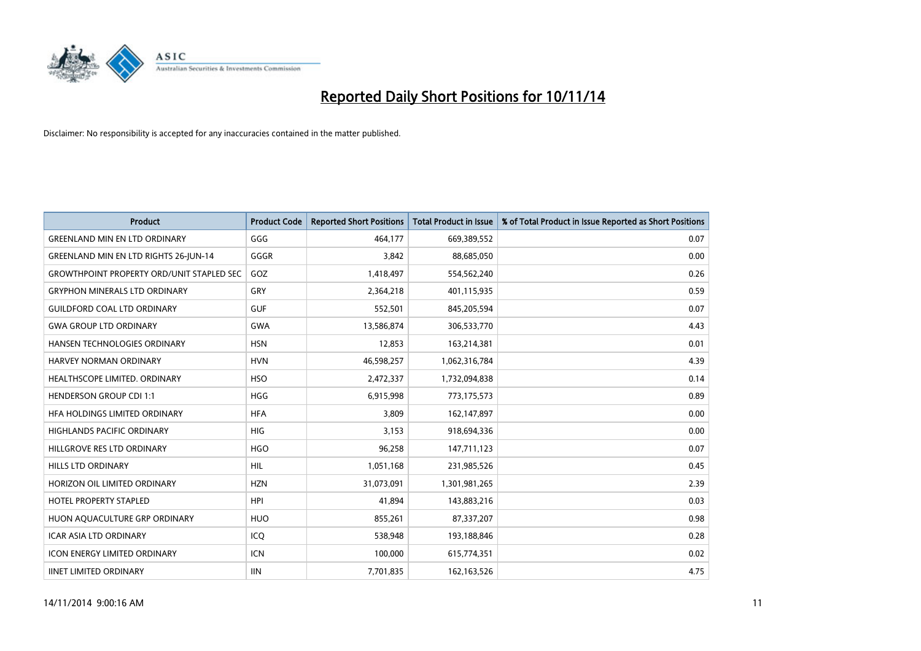# Reported Daily Short Positions for 10/11/14

Disclaimer: No responsibility is accepted for any inaccuracies contained in the matter published.

| Product | Product Code | Reported Short Positions | Total Product in Issue | % of Total Product in Issue Reported as Short Positions |
|---|---|---|---|---|
| GREENLAND MIN EN LTD ORDINARY | GGG | 464,177 | 669,389,552 | 0.07 |
| GREENLAND MIN EN LTD RIGHTS 26-JUN-14 | GGGR | 3,842 | 88,685,050 | 0.00 |
| GROWTHPOINT PROPERTY ORD/UNIT STAPLED SEC | GOZ | 1,418,497 | 554,562,240 | 0.26 |
| GRYPHON MINERALS LTD ORDINARY | GRY | 2,364,218 | 401,115,935 | 0.59 |
| GUILDFORD COAL LTD ORDINARY | GUF | 552,501 | 845,205,594 | 0.07 |
| GWA GROUP LTD ORDINARY | GWA | 13,586,874 | 306,533,770 | 4.43 |
| HANSEN TECHNOLOGIES ORDINARY | HSN | 12,853 | 163,214,381 | 0.01 |
| HARVEY NORMAN ORDINARY | HVN | 46,598,257 | 1,062,316,784 | 4.39 |
| HEALTHSCOPE LIMITED. ORDINARY | HSO | 2,472,337 | 1,732,094,838 | 0.14 |
| HENDERSON GROUP CDI 1:1 | HGG | 6,915,998 | 773,175,573 | 0.89 |
| HFA HOLDINGS LIMITED ORDINARY | HFA | 3,809 | 162,147,897 | 0.00 |
| HIGHLANDS PACIFIC ORDINARY | HIG | 3,153 | 918,694,336 | 0.00 |
| HILLGROVE RES LTD ORDINARY | HGO | 96,258 | 147,711,123 | 0.07 |
| HILLS LTD ORDINARY | HIL | 1,051,168 | 231,985,526 | 0.45 |
| HORIZON OIL LIMITED ORDINARY | HZN | 31,073,091 | 1,301,981,265 | 2.39 |
| HOTEL PROPERTY STAPLED | HPI | 41,894 | 143,883,216 | 0.03 |
| HUON AQUACULTURE GRP ORDINARY | HUO | 855,261 | 87,337,207 | 0.98 |
| ICAR ASIA LTD ORDINARY | ICQ | 538,948 | 193,188,846 | 0.28 |
| ICON ENERGY LIMITED ORDINARY | ICN | 100,000 | 615,774,351 | 0.02 |
| IINET LIMITED ORDINARY | IIN | 7,701,835 | 162,163,526 | 4.75 |

14/11/2014 9:00:16 AM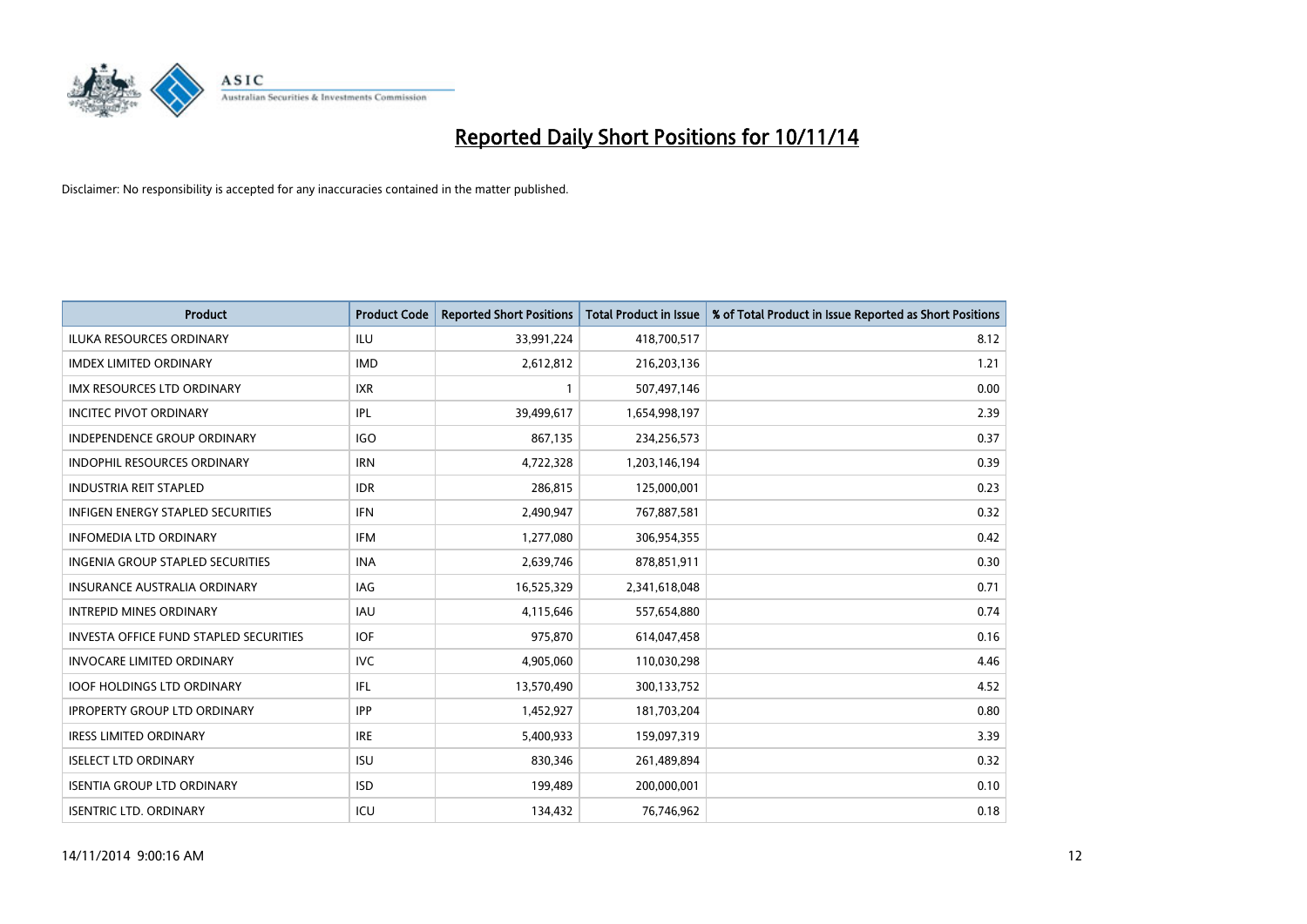# Reported Daily Short Positions for 10/11/14

Disclaimer: No responsibility is accepted for any inaccuracies contained in the matter published.

| Product | Product Code | Reported Short Positions | Total Product in Issue | % of Total Product in Issue Reported as Short Positions |
|---|---|---|---|---|
| ILUKA RESOURCES ORDINARY | ILU | 33,991,224 | 418,700,517 | 8.12 |
| IMDEX LIMITED ORDINARY | IMD | 2,612,812 | 216,203,136 | 1.21 |
| IMX RESOURCES LTD ORDINARY | IXR | 1 | 507,497,146 | 0.00 |
| INCITEC PIVOT ORDINARY | IPL | 39,499,617 | 1,654,998,197 | 2.39 |
| INDEPENDENCE GROUP ORDINARY | IGO | 867,135 | 234,256,573 | 0.37 |
| INDOPHIL RESOURCES ORDINARY | IRN | 4,722,328 | 1,203,146,194 | 0.39 |
| INDUSTRIA REIT STAPLED | IDR | 286,815 | 125,000,001 | 0.23 |
| INFIGEN ENERGY STAPLED SECURITIES | IFN | 2,490,947 | 767,887,581 | 0.32 |
| INFOMEDIA LTD ORDINARY | IFM | 1,277,080 | 306,954,355 | 0.42 |
| INGENIA GROUP STAPLED SECURITIES | INA | 2,639,746 | 878,851,911 | 0.30 |
| INSURANCE AUSTRALIA ORDINARY | IAG | 16,525,329 | 2,341,618,048 | 0.71 |
| INTREPID MINES ORDINARY | IAU | 4,115,646 | 557,654,880 | 0.74 |
| INVESTA OFFICE FUND STAPLED SECURITIES | IOF | 975,870 | 614,047,458 | 0.16 |
| INVOCARE LIMITED ORDINARY | IVC | 4,905,060 | 110,030,298 | 4.46 |
| IOOF HOLDINGS LTD ORDINARY | IFL | 13,570,490 | 300,133,752 | 4.52 |
| IPROPERTY GROUP LTD ORDINARY | IPP | 1,452,927 | 181,703,204 | 0.80 |
| IRESS LIMITED ORDINARY | IRE | 5,400,933 | 159,097,319 | 3.39 |
| ISELECT LTD ORDINARY | ISU | 830,346 | 261,489,894 | 0.32 |
| ISENTIA GROUP LTD ORDINARY | ISD | 199,489 | 200,000,001 | 0.10 |
| ISENTRIC LTD. ORDINARY | ICU | 134,432 | 76,746,962 | 0.18 |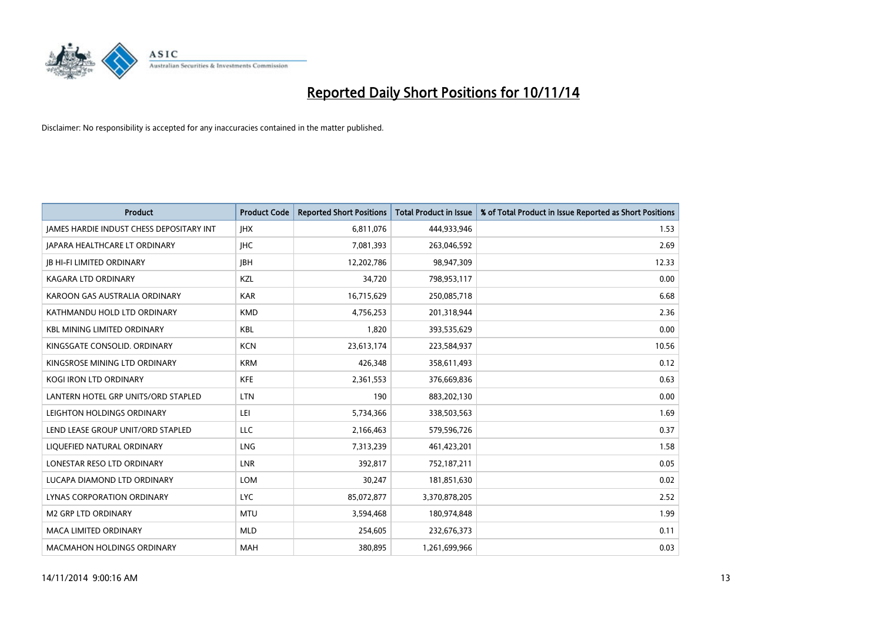# Reported Daily Short Positions for 10/11/14

Disclaimer: No responsibility is accepted for any inaccuracies contained in the matter published.

| Product | Product Code | Reported Short Positions | Total Product in Issue | % of Total Product in Issue Reported as Short Positions |
|---|---|---|---|---|
| JAMES HARDIE INDUST CHESS DEPOSITARY INT | JHX | 6,811,076 | 444,933,946 | 1.53 |
| JAPARA HEALTHCARE LT ORDINARY | JHC | 7,081,393 | 263,046,592 | 2.69 |
| JB HI-FI LIMITED ORDINARY | JBH | 12,202,786 | 98,947,309 | 12.33 |
| KAGARA LTD ORDINARY | KZL | 34,720 | 798,953,117 | 0.00 |
| KAROON GAS AUSTRALIA ORDINARY | KAR | 16,715,629 | 250,085,718 | 6.68 |
| KATHMANDU HOLD LTD ORDINARY | KMD | 4,756,253 | 201,318,944 | 2.36 |
| KBL MINING LIMITED ORDINARY | KBL | 1,820 | 393,535,629 | 0.00 |
| KINGSGATE CONSOLID. ORDINARY | KCN | 23,613,174 | 223,584,937 | 10.56 |
| KINGSROSE MINING LTD ORDINARY | KRM | 426,348 | 358,611,493 | 0.12 |
| KOGI IRON LTD ORDINARY | KFE | 2,361,553 | 376,669,836 | 0.63 |
| LANTERN HOTEL GRP UNITS/ORD STAPLED | LTN | 190 | 883,202,130 | 0.00 |
| LEIGHTON HOLDINGS ORDINARY | LEI | 5,734,366 | 338,503,563 | 1.69 |
| LEND LEASE GROUP UNIT/ORD STAPLED | LLC | 2,166,463 | 579,596,726 | 0.37 |
| LIQUEFIED NATURAL ORDINARY | LNG | 7,313,239 | 461,423,201 | 1.58 |
| LONESTAR RESO LTD ORDINARY | LNR | 392,817 | 752,187,211 | 0.05 |
| LUCAPA DIAMOND LTD ORDINARY | LOM | 30,247 | 181,851,630 | 0.02 |
| LYNAS CORPORATION ORDINARY | LYC | 85,072,877 | 3,370,878,205 | 2.52 |
| M2 GRP LTD ORDINARY | MTU | 3,594,468 | 180,974,848 | 1.99 |
| MACA LIMITED ORDINARY | MLD | 254,605 | 232,676,373 | 0.11 |
| MACMAHON HOLDINGS ORDINARY | MAH | 380,895 | 1,261,699,966 | 0.03 |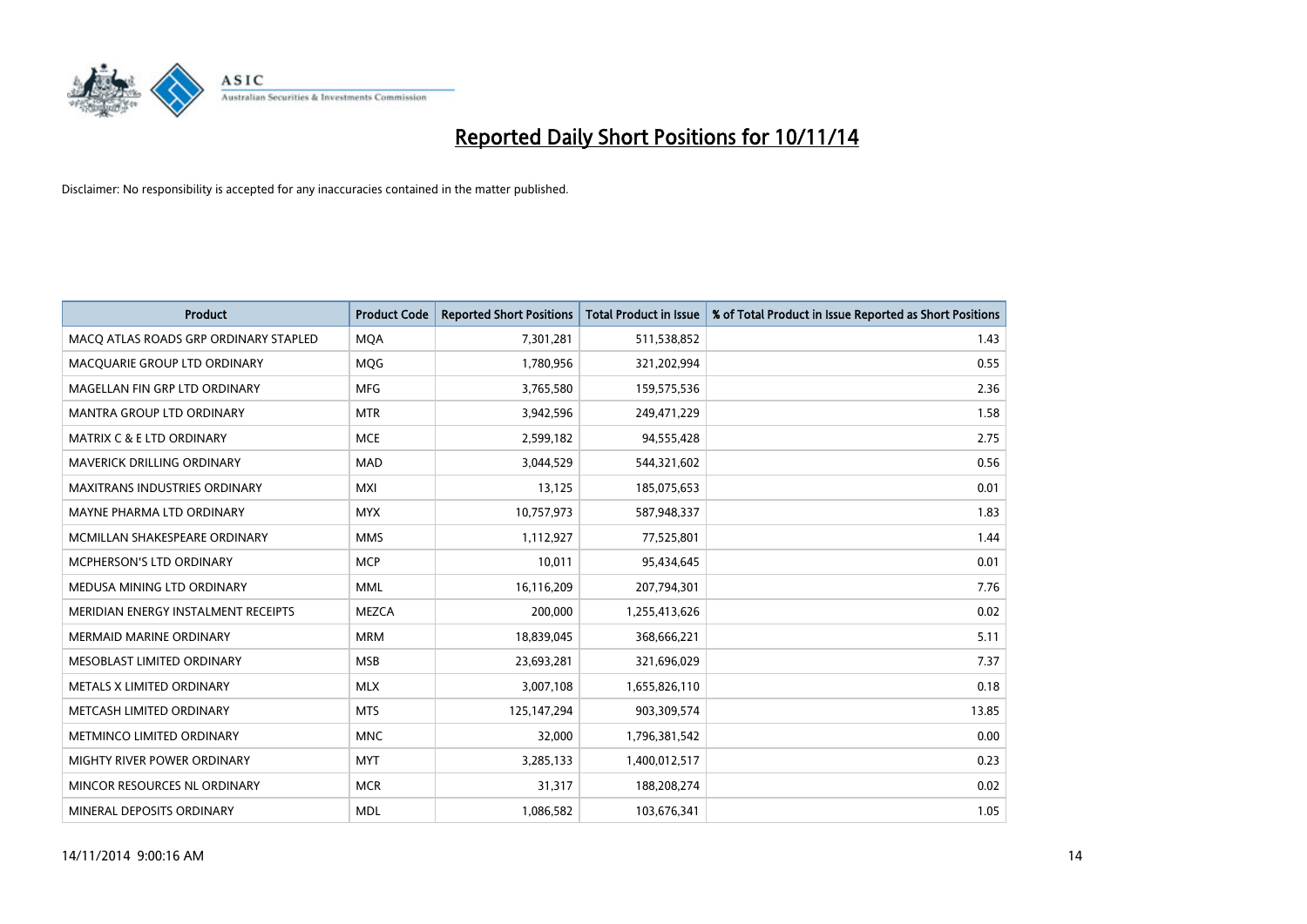# Reported Daily Short Positions for 10/11/14

Disclaimer: No responsibility is accepted for any inaccuracies contained in the matter published.

| Product | Product Code | Reported Short Positions | Total Product in Issue | % of Total Product in Issue Reported as Short Positions |
|---|---|---|---|---|
| MACQ ATLAS ROADS GRP ORDINARY STAPLED | MQA | 7,301,281 | 511,538,852 | 1.43 |
| MACQUARIE GROUP LTD ORDINARY | MQG | 1,780,956 | 321,202,994 | 0.55 |
| MAGELLAN FIN GRP LTD ORDINARY | MFG | 3,765,580 | 159,575,536 | 2.36 |
| MANTRA GROUP LTD ORDINARY | MTR | 3,942,596 | 249,471,229 | 1.58 |
| MATRIX C & E LTD ORDINARY | MCE | 2,599,182 | 94,555,428 | 2.75 |
| MAVERICK DRILLING ORDINARY | MAD | 3,044,529 | 544,321,602 | 0.56 |
| MAXITRANS INDUSTRIES ORDINARY | MXI | 13,125 | 185,075,653 | 0.01 |
| MAYNE PHARMA LTD ORDINARY | MYX | 10,757,973 | 587,948,337 | 1.83 |
| MCMILLAN SHAKESPEARE ORDINARY | MMS | 1,112,927 | 77,525,801 | 1.44 |
| MCPHERSON'S LTD ORDINARY | MCP | 10,011 | 95,434,645 | 0.01 |
| MEDUSA MINING LTD ORDINARY | MML | 16,116,209 | 207,794,301 | 7.76 |
| MERIDIAN ENERGY INSTALMENT RECEIPTS | MEZCA | 200,000 | 1,255,413,626 | 0.02 |
| MERMAID MARINE ORDINARY | MRM | 18,839,045 | 368,666,221 | 5.11 |
| MESOBLAST LIMITED ORDINARY | MSB | 23,693,281 | 321,696,029 | 7.37 |
| METALS X LIMITED ORDINARY | MLX | 3,007,108 | 1,655,826,110 | 0.18 |
| METCASH LIMITED ORDINARY | MTS | 125,147,294 | 903,309,574 | 13.85 |
| METMINCO LIMITED ORDINARY | MNC | 32,000 | 1,796,381,542 | 0.00 |
| MIGHTY RIVER POWER ORDINARY | MYT | 3,285,133 | 1,400,012,517 | 0.23 |
| MINCOR RESOURCES NL ORDINARY | MCR | 31,317 | 188,208,274 | 0.02 |
| MINERAL DEPOSITS ORDINARY | MDL | 1,086,582 | 103,676,341 | 1.05 |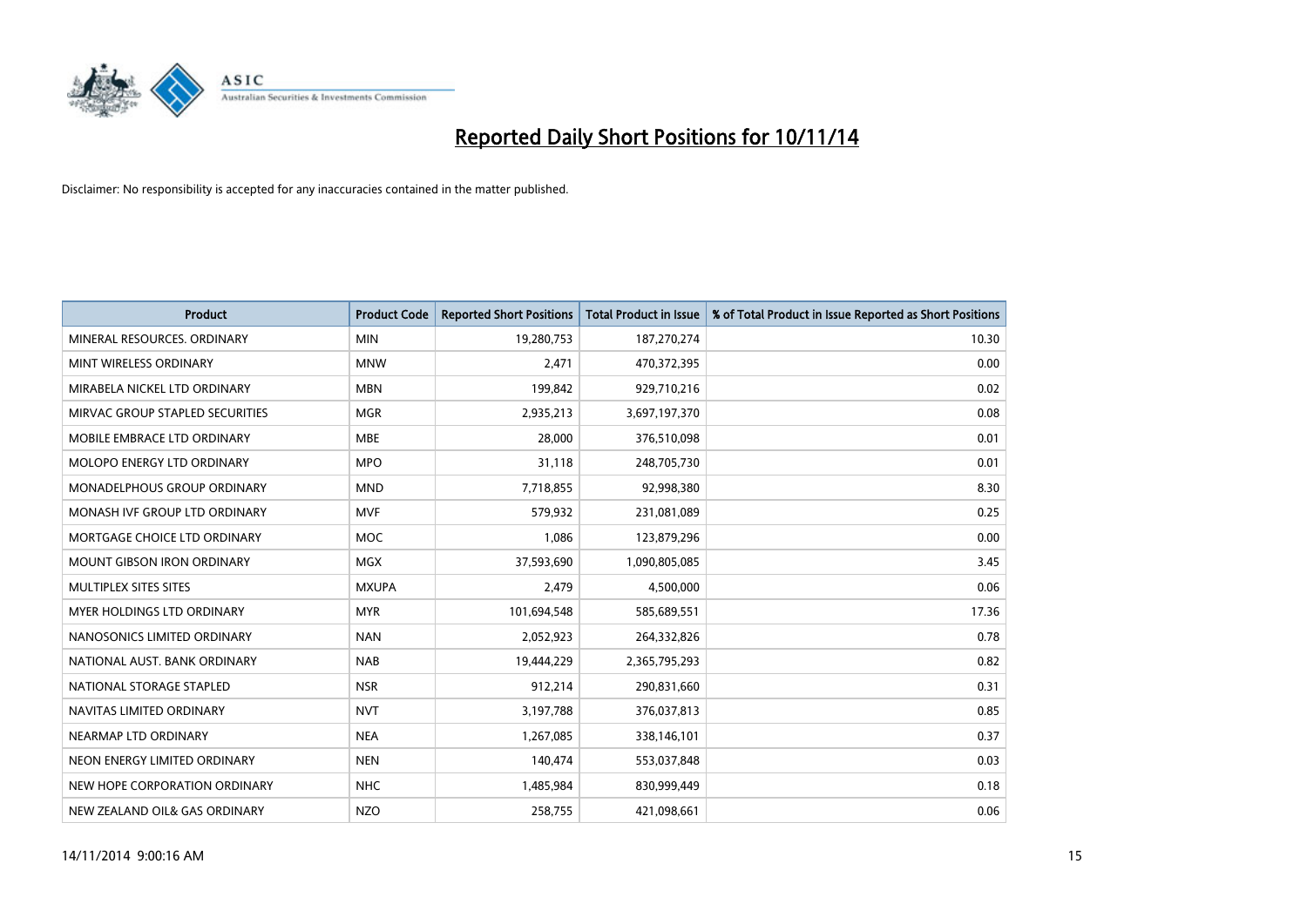# Reported Daily Short Positions for 10/11/14

Disclaimer: No responsibility is accepted for any inaccuracies contained in the matter published.

| Product | Product Code | Reported Short Positions | Total Product in Issue | % of Total Product in Issue Reported as Short Positions |
|---|---|---|---|---|
| MINERAL RESOURCES. ORDINARY | MIN | 19,280,753 | 187,270,274 | 10.30 |
| MINT WIRELESS ORDINARY | MNW | 2,471 | 470,372,395 | 0.00 |
| MIRABELA NICKEL LTD ORDINARY | MBN | 199,842 | 929,710,216 | 0.02 |
| MIRVAC GROUP STAPLED SECURITIES | MGR | 2,935,213 | 3,697,197,370 | 0.08 |
| MOBILE EMBRACE LTD ORDINARY | MBE | 28,000 | 376,510,098 | 0.01 |
| MOLOPO ENERGY LTD ORDINARY | MPO | 31,118 | 248,705,730 | 0.01 |
| MONADELPHOUS GROUP ORDINARY | MND | 7,718,855 | 92,998,380 | 8.30 |
| MONASH IVF GROUP LTD ORDINARY | MVF | 579,932 | 231,081,089 | 0.25 |
| MORTGAGE CHOICE LTD ORDINARY | MOC | 1,086 | 123,879,296 | 0.00 |
| MOUNT GIBSON IRON ORDINARY | MGX | 37,593,690 | 1,090,805,085 | 3.45 |
| MULTIPLEX SITES SITES | MXUPA | 2,479 | 4,500,000 | 0.06 |
| MYER HOLDINGS LTD ORDINARY | MYR | 101,694,548 | 585,689,551 | 17.36 |
| NANOSONICS LIMITED ORDINARY | NAN | 2,052,923 | 264,332,826 | 0.78 |
| NATIONAL AUST. BANK ORDINARY | NAB | 19,444,229 | 2,365,795,293 | 0.82 |
| NATIONAL STORAGE STAPLED | NSR | 912,214 | 290,831,660 | 0.31 |
| NAVITAS LIMITED ORDINARY | NVT | 3,197,788 | 376,037,813 | 0.85 |
| NEARMAP LTD ORDINARY | NEA | 1,267,085 | 338,146,101 | 0.37 |
| NEON ENERGY LIMITED ORDINARY | NEN | 140,474 | 553,037,848 | 0.03 |
| NEW HOPE CORPORATION ORDINARY | NHC | 1,485,984 | 830,999,449 | 0.18 |
| NEW ZEALAND OIL& GAS ORDINARY | NZO | 258,755 | 421,098,661 | 0.06 |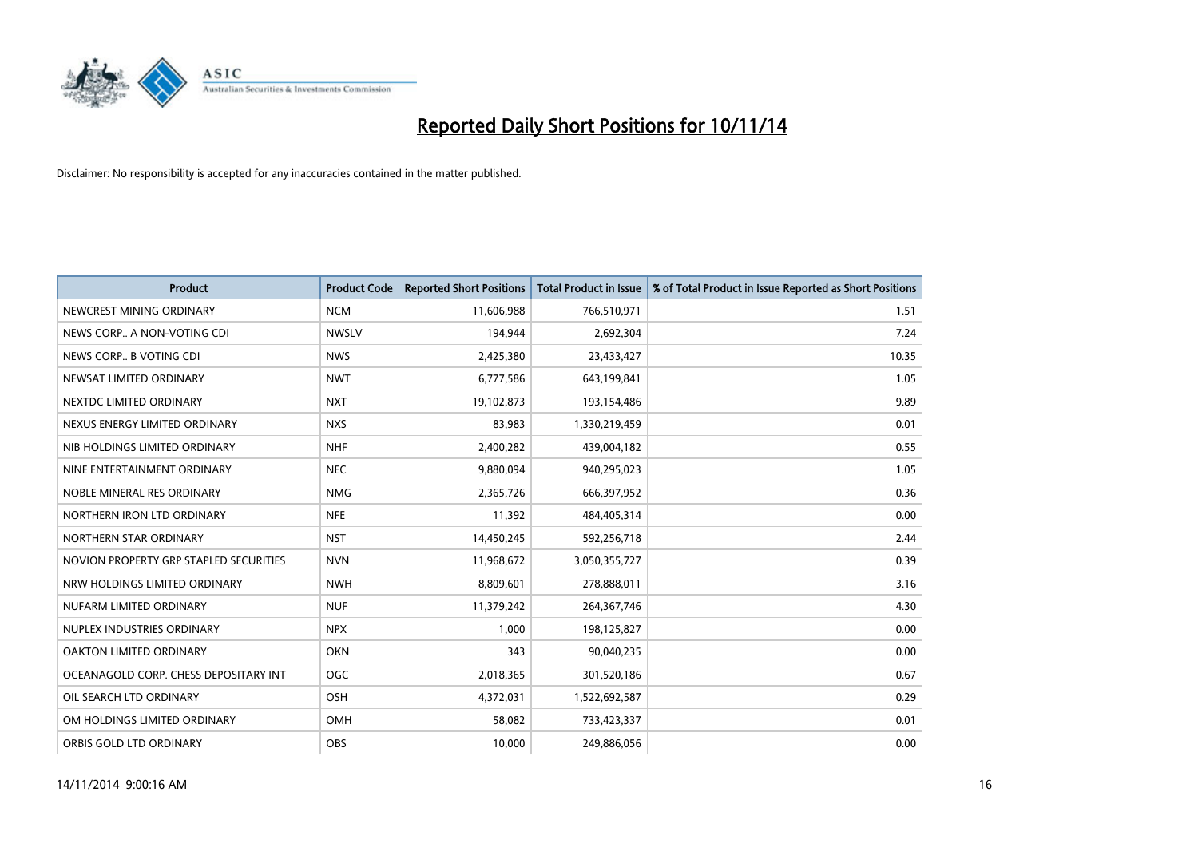# Reported Daily Short Positions for 10/11/14

Disclaimer: No responsibility is accepted for any inaccuracies contained in the matter published.

| Product | Product Code | Reported Short Positions | Total Product in Issue | % of Total Product in Issue Reported as Short Positions |
|---|---|---|---|---|
| NEWCREST MINING ORDINARY | NCM | 11,606,988 | 766,510,971 | 1.51 |
| NEWS CORP.. A NON-VOTING CDI | NWSLV | 194,944 | 2,692,304 | 7.24 |
| NEWS CORP.. B VOTING CDI | NWS | 2,425,380 | 23,433,427 | 10.35 |
| NEWSAT LIMITED ORDINARY | NWT | 6,777,586 | 643,199,841 | 1.05 |
| NEXTDC LIMITED ORDINARY | NXT | 19,102,873 | 193,154,486 | 9.89 |
| NEXUS ENERGY LIMITED ORDINARY | NXS | 83,983 | 1,330,219,459 | 0.01 |
| NIB HOLDINGS LIMITED ORDINARY | NHF | 2,400,282 | 439,004,182 | 0.55 |
| NINE ENTERTAINMENT ORDINARY | NEC | 9,880,094 | 940,295,023 | 1.05 |
| NOBLE MINERAL RES ORDINARY | NMG | 2,365,726 | 666,397,952 | 0.36 |
| NORTHERN IRON LTD ORDINARY | NFE | 11,392 | 484,405,314 | 0.00 |
| NORTHERN STAR ORDINARY | NST | 14,450,245 | 592,256,718 | 2.44 |
| NOVION PROPERTY GRP STAPLED SECURITIES | NVN | 11,968,672 | 3,050,355,727 | 0.39 |
| NRW HOLDINGS LIMITED ORDINARY | NWH | 8,809,601 | 278,888,011 | 3.16 |
| NUFARM LIMITED ORDINARY | NUF | 11,379,242 | 264,367,746 | 4.30 |
| NUPLEX INDUSTRIES ORDINARY | NPX | 1,000 | 198,125,827 | 0.00 |
| OAKTON LIMITED ORDINARY | OKN | 343 | 90,040,235 | 0.00 |
| OCEANAGOLD CORP. CHESS DEPOSITARY INT | OGC | 2,018,365 | 301,520,186 | 0.67 |
| OIL SEARCH LTD ORDINARY | OSH | 4,372,031 | 1,522,692,587 | 0.29 |
| OM HOLDINGS LIMITED ORDINARY | OMH | 58,082 | 733,423,337 | 0.01 |
| ORBIS GOLD LTD ORDINARY | OBS | 10,000 | 249,886,056 | 0.00 |

14/11/2014 9:00:16 AM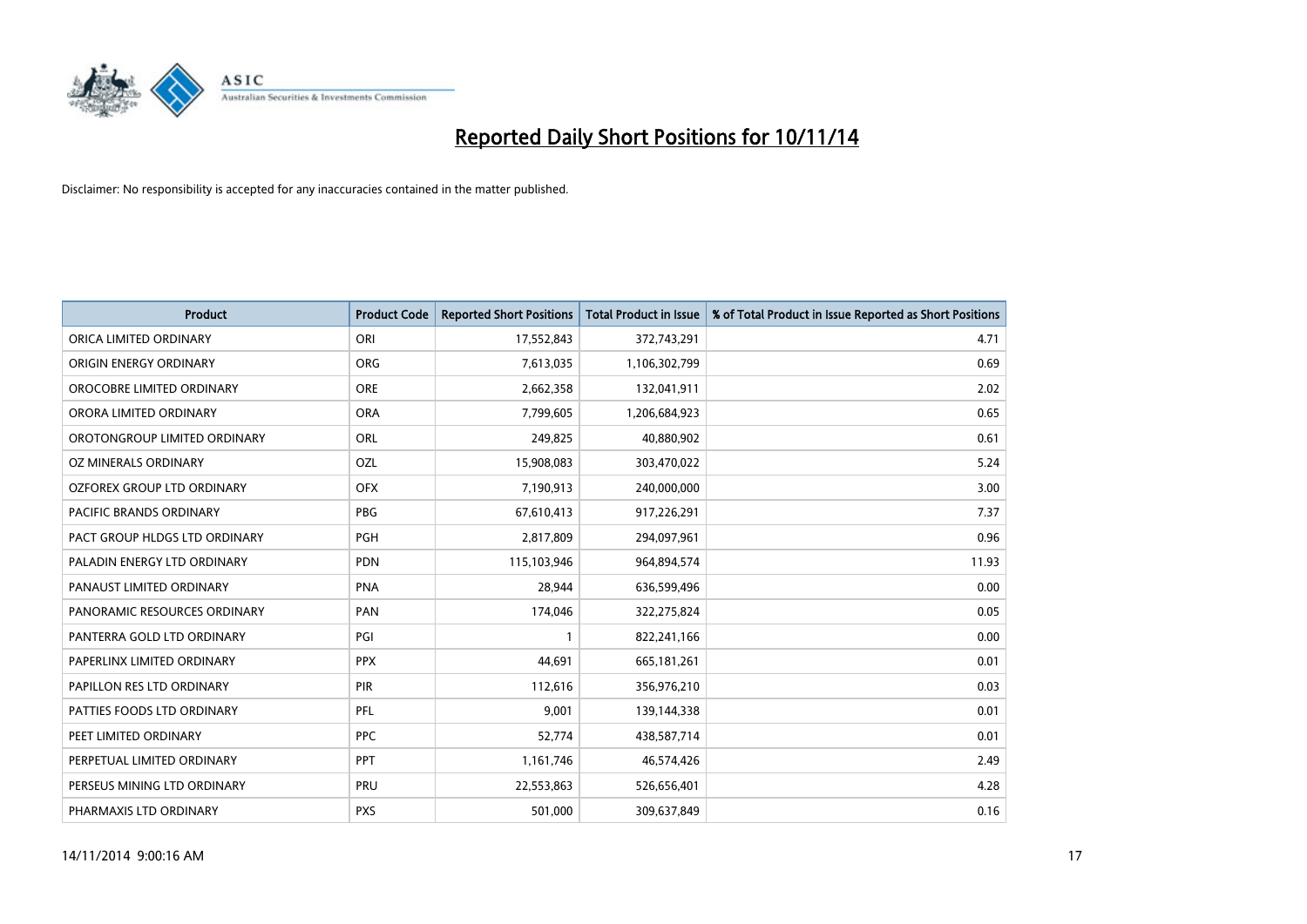# Reported Daily Short Positions for 10/11/14

Disclaimer: No responsibility is accepted for any inaccuracies contained in the matter published.

| Product | Product Code | Reported Short Positions | Total Product in Issue | % of Total Product in Issue Reported as Short Positions |
|---|---|---|---|---|
| ORICA LIMITED ORDINARY | ORI | 17,552,843 | 372,743,291 | 4.71 |
| ORIGIN ENERGY ORDINARY | ORG | 7,613,035 | 1,106,302,799 | 0.69 |
| OROCOBRE LIMITED ORDINARY | ORE | 2,662,358 | 132,041,911 | 2.02 |
| ORORA LIMITED ORDINARY | ORA | 7,799,605 | 1,206,684,923 | 0.65 |
| OROTONGROUP LIMITED ORDINARY | ORL | 249,825 | 40,880,902 | 0.61 |
| OZ MINERALS ORDINARY | OZL | 15,908,083 | 303,470,022 | 5.24 |
| OZFOREX GROUP LTD ORDINARY | OFX | 7,190,913 | 240,000,000 | 3.00 |
| PACIFIC BRANDS ORDINARY | PBG | 67,610,413 | 917,226,291 | 7.37 |
| PACT GROUP HLDGS LTD ORDINARY | PGH | 2,817,809 | 294,097,961 | 0.96 |
| PALADIN ENERGY LTD ORDINARY | PDN | 115,103,946 | 964,894,574 | 11.93 |
| PANAUST LIMITED ORDINARY | PNA | 28,944 | 636,599,496 | 0.00 |
| PANORAMIC RESOURCES ORDINARY | PAN | 174,046 | 322,275,824 | 0.05 |
| PANTERRA GOLD LTD ORDINARY | PGI | 1 | 822,241,166 | 0.00 |
| PAPERLINX LIMITED ORDINARY | PPX | 44,691 | 665,181,261 | 0.01 |
| PAPILLON RES LTD ORDINARY | PIR | 112,616 | 356,976,210 | 0.03 |
| PATTIES FOODS LTD ORDINARY | PFL | 9,001 | 139,144,338 | 0.01 |
| PEET LIMITED ORDINARY | PPC | 52,774 | 438,587,714 | 0.01 |
| PERPETUAL LIMITED ORDINARY | PPT | 1,161,746 | 46,574,426 | 2.49 |
| PERSEUS MINING LTD ORDINARY | PRU | 22,553,863 | 526,656,401 | 4.28 |
| PHARMAXIS LTD ORDINARY | PXS | 501,000 | 309,637,849 | 0.16 |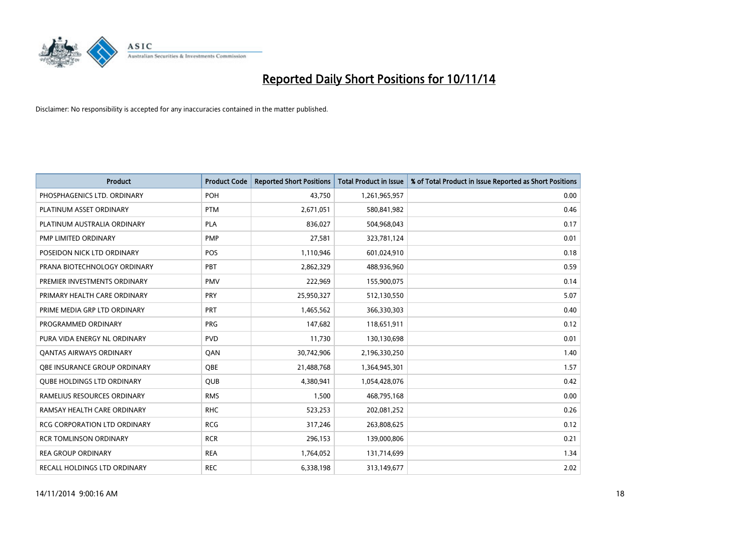# Reported Daily Short Positions for 10/11/14

Disclaimer: No responsibility is accepted for any inaccuracies contained in the matter published.

| Product | Product Code | Reported Short Positions | Total Product in Issue | % of Total Product in Issue Reported as Short Positions |
|---|---|---|---|---|
| PHOSPHAGENICS LTD. ORDINARY | POH | 43,750 | 1,261,965,957 | 0.00 |
| PLATINUM ASSET ORDINARY | PTM | 2,671,051 | 580,841,982 | 0.46 |
| PLATINUM AUSTRALIA ORDINARY | PLA | 836,027 | 504,968,043 | 0.17 |
| PMP LIMITED ORDINARY | PMP | 27,581 | 323,781,124 | 0.01 |
| POSEIDON NICK LTD ORDINARY | POS | 1,110,946 | 601,024,910 | 0.18 |
| PRANA BIOTECHNOLOGY ORDINARY | PBT | 2,862,329 | 488,936,960 | 0.59 |
| PREMIER INVESTMENTS ORDINARY | PMV | 222,969 | 155,900,075 | 0.14 |
| PRIMARY HEALTH CARE ORDINARY | PRY | 25,950,327 | 512,130,550 | 5.07 |
| PRIME MEDIA GRP LTD ORDINARY | PRT | 1,465,562 | 366,330,303 | 0.40 |
| PROGRAMMED ORDINARY | PRG | 147,682 | 118,651,911 | 0.12 |
| PURA VIDA ENERGY NL ORDINARY | PVD | 11,730 | 130,130,698 | 0.01 |
| QANTAS AIRWAYS ORDINARY | QAN | 30,742,906 | 2,196,330,250 | 1.40 |
| QBE INSURANCE GROUP ORDINARY | QBE | 21,488,768 | 1,364,945,301 | 1.57 |
| QUBE HOLDINGS LTD ORDINARY | QUB | 4,380,941 | 1,054,428,076 | 0.42 |
| RAMELIUS RESOURCES ORDINARY | RMS | 1,500 | 468,795,168 | 0.00 |
| RAMSAY HEALTH CARE ORDINARY | RHC | 523,253 | 202,081,252 | 0.26 |
| RCG CORPORATION LTD ORDINARY | RCG | 317,246 | 263,808,625 | 0.12 |
| RCR TOMLINSON ORDINARY | RCR | 296,153 | 139,000,806 | 0.21 |
| REA GROUP ORDINARY | REA | 1,764,052 | 131,714,699 | 1.34 |
| RECALL HOLDINGS LTD ORDINARY | REC | 6,338,198 | 313,149,677 | 2.02 |

14/11/2014 9:00:16 AM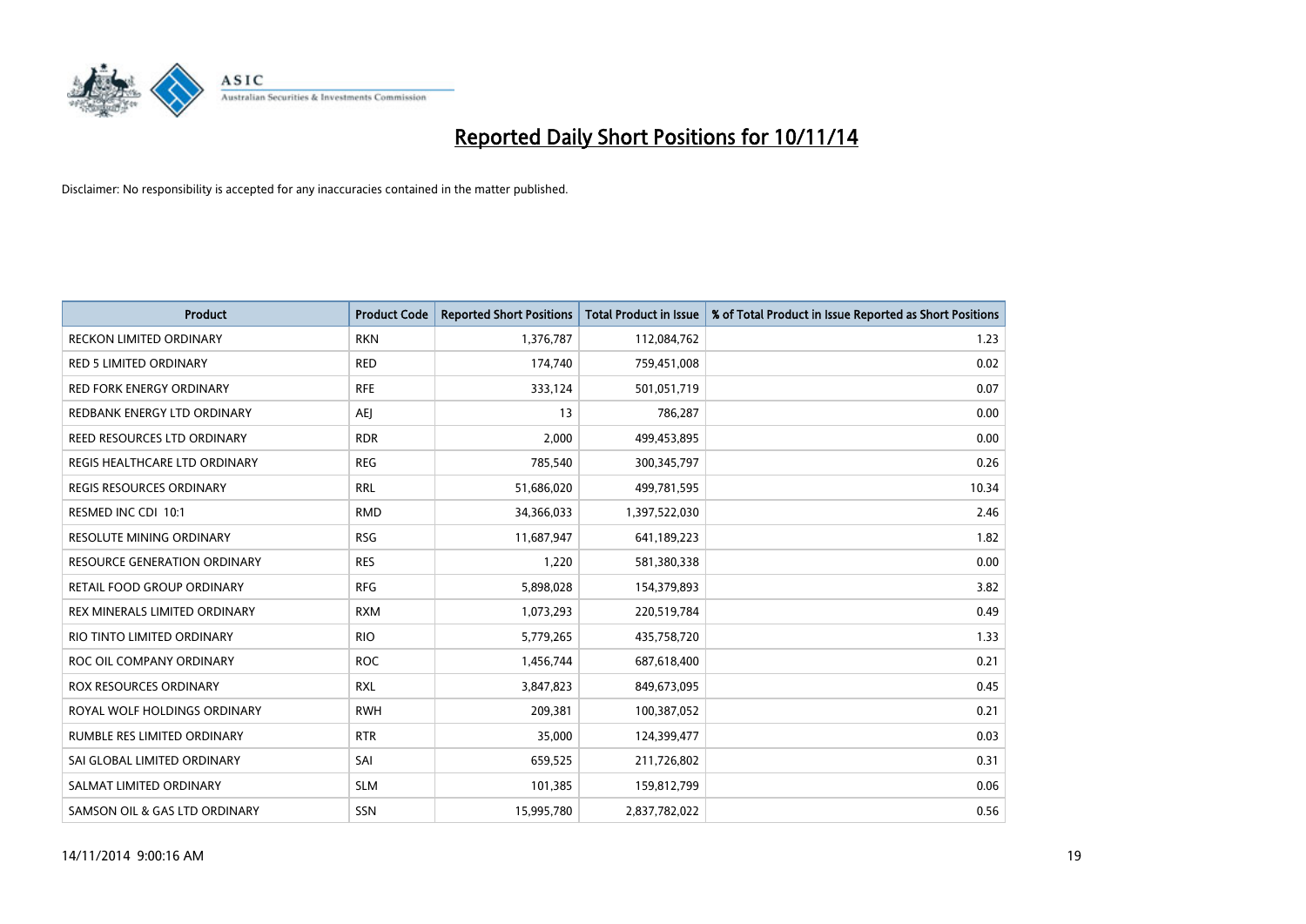# Reported Daily Short Positions for 10/11/14

Disclaimer: No responsibility is accepted for any inaccuracies contained in the matter published.

| Product | Product Code | Reported Short Positions | Total Product in Issue | % of Total Product in Issue Reported as Short Positions |
|---|---|---|---|---|
| RECKON LIMITED ORDINARY | RKN | 1,376,787 | 112,084,762 | 1.23 |
| RED 5 LIMITED ORDINARY | RED | 174,740 | 759,451,008 | 0.02 |
| RED FORK ENERGY ORDINARY | RFE | 333,124 | 501,051,719 | 0.07 |
| REDBANK ENERGY LTD ORDINARY | AEJ | 13 | 786,287 | 0.00 |
| REED RESOURCES LTD ORDINARY | RDR | 2,000 | 499,453,895 | 0.00 |
| REGIS HEALTHCARE LTD ORDINARY | REG | 785,540 | 300,345,797 | 0.26 |
| REGIS RESOURCES ORDINARY | RRL | 51,686,020 | 499,781,595 | 10.34 |
| RESMED INC CDI 10:1 | RMD | 34,366,033 | 1,397,522,030 | 2.46 |
| RESOLUTE MINING ORDINARY | RSG | 11,687,947 | 641,189,223 | 1.82 |
| RESOURCE GENERATION ORDINARY | RES | 1,220 | 581,380,338 | 0.00 |
| RETAIL FOOD GROUP ORDINARY | RFG | 5,898,028 | 154,379,893 | 3.82 |
| REX MINERALS LIMITED ORDINARY | RXM | 1,073,293 | 220,519,784 | 0.49 |
| RIO TINTO LIMITED ORDINARY | RIO | 5,779,265 | 435,758,720 | 1.33 |
| ROC OIL COMPANY ORDINARY | ROC | 1,456,744 | 687,618,400 | 0.21 |
| ROX RESOURCES ORDINARY | RXL | 3,847,823 | 849,673,095 | 0.45 |
| ROYAL WOLF HOLDINGS ORDINARY | RWH | 209,381 | 100,387,052 | 0.21 |
| RUMBLE RES LIMITED ORDINARY | RTR | 35,000 | 124,399,477 | 0.03 |
| SAI GLOBAL LIMITED ORDINARY | SAI | 659,525 | 211,726,802 | 0.31 |
| SALMAT LIMITED ORDINARY | SLM | 101,385 | 159,812,799 | 0.06 |
| SAMSON OIL & GAS LTD ORDINARY | SSN | 15,995,780 | 2,837,782,022 | 0.56 |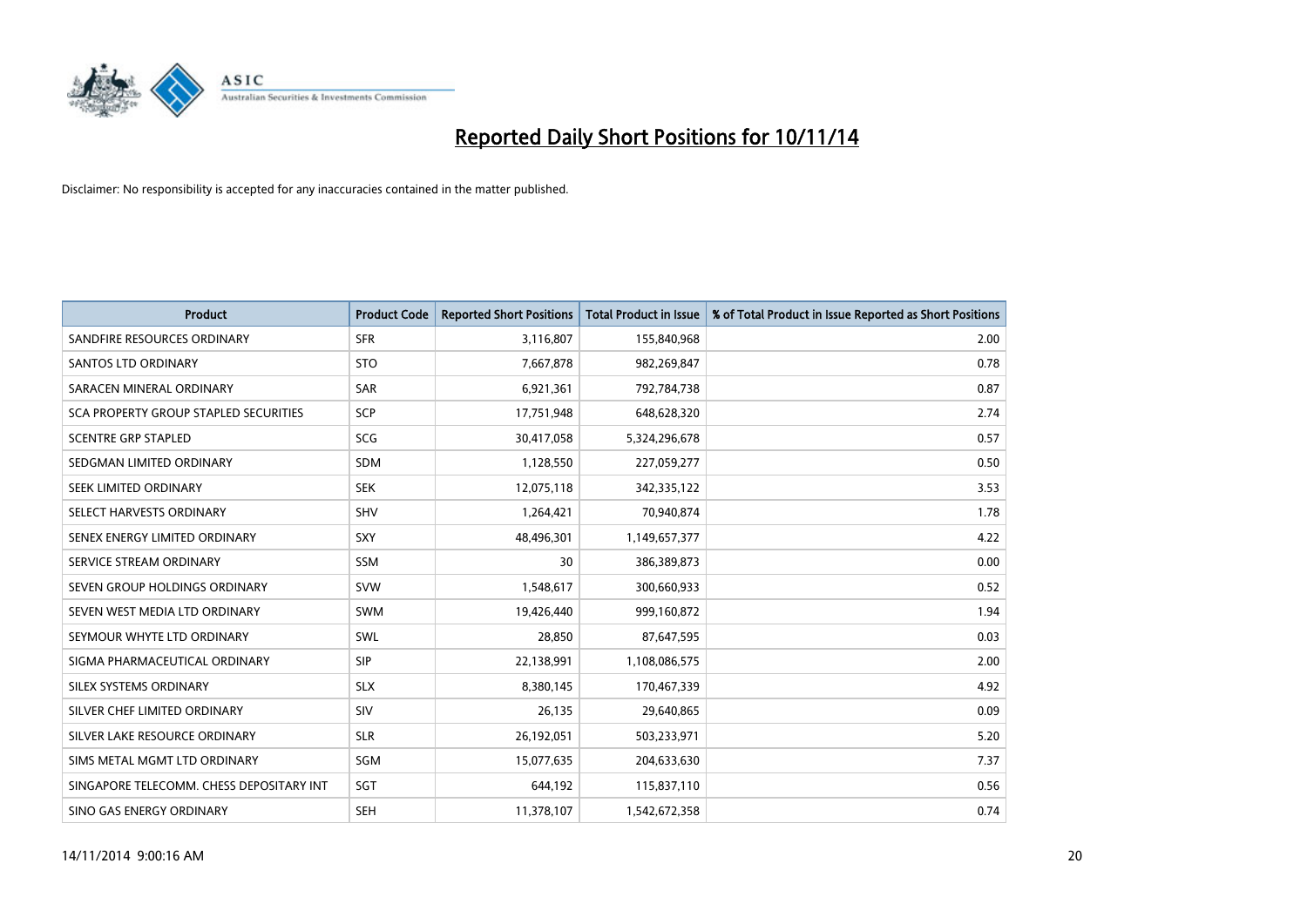# Reported Daily Short Positions for 10/11/14

Disclaimer: No responsibility is accepted for any inaccuracies contained in the matter published.

| Product | Product Code | Reported Short Positions | Total Product in Issue | % of Total Product in Issue Reported as Short Positions |
|---|---|---|---|---|
| SANDFIRE RESOURCES ORDINARY | SFR | 3,116,807 | 155,840,968 | 2.00 |
| SANTOS LTD ORDINARY | STO | 7,667,878 | 982,269,847 | 0.78 |
| SARACEN MINERAL ORDINARY | SAR | 6,921,361 | 792,784,738 | 0.87 |
| SCA PROPERTY GROUP STAPLED SECURITIES | SCP | 17,751,948 | 648,628,320 | 2.74 |
| SCENTRE GRP STAPLED | SCG | 30,417,058 | 5,324,296,678 | 0.57 |
| SEDGMAN LIMITED ORDINARY | SDM | 1,128,550 | 227,059,277 | 0.50 |
| SEEK LIMITED ORDINARY | SEK | 12,075,118 | 342,335,122 | 3.53 |
| SELECT HARVESTS ORDINARY | SHV | 1,264,421 | 70,940,874 | 1.78 |
| SENEX ENERGY LIMITED ORDINARY | SXY | 48,496,301 | 1,149,657,377 | 4.22 |
| SERVICE STREAM ORDINARY | SSM | 30 | 386,389,873 | 0.00 |
| SEVEN GROUP HOLDINGS ORDINARY | SVW | 1,548,617 | 300,660,933 | 0.52 |
| SEVEN WEST MEDIA LTD ORDINARY | SWM | 19,426,440 | 999,160,872 | 1.94 |
| SEYMOUR WHYTE LTD ORDINARY | SWL | 28,850 | 87,647,595 | 0.03 |
| SIGMA PHARMACEUTICAL ORDINARY | SIP | 22,138,991 | 1,108,086,575 | 2.00 |
| SILEX SYSTEMS ORDINARY | SLX | 8,380,145 | 170,467,339 | 4.92 |
| SILVER CHEF LIMITED ORDINARY | SIV | 26,135 | 29,640,865 | 0.09 |
| SILVER LAKE RESOURCE ORDINARY | SLR | 26,192,051 | 503,233,971 | 5.20 |
| SIMS METAL MGMT LTD ORDINARY | SGM | 15,077,635 | 204,633,630 | 7.37 |
| SINGAPORE TELECOMM. CHESS DEPOSITARY INT | SGT | 644,192 | 115,837,110 | 0.56 |
| SINO GAS ENERGY ORDINARY | SEH | 11,378,107 | 1,542,672,358 | 0.74 |

14/11/2014 9:00:16 AM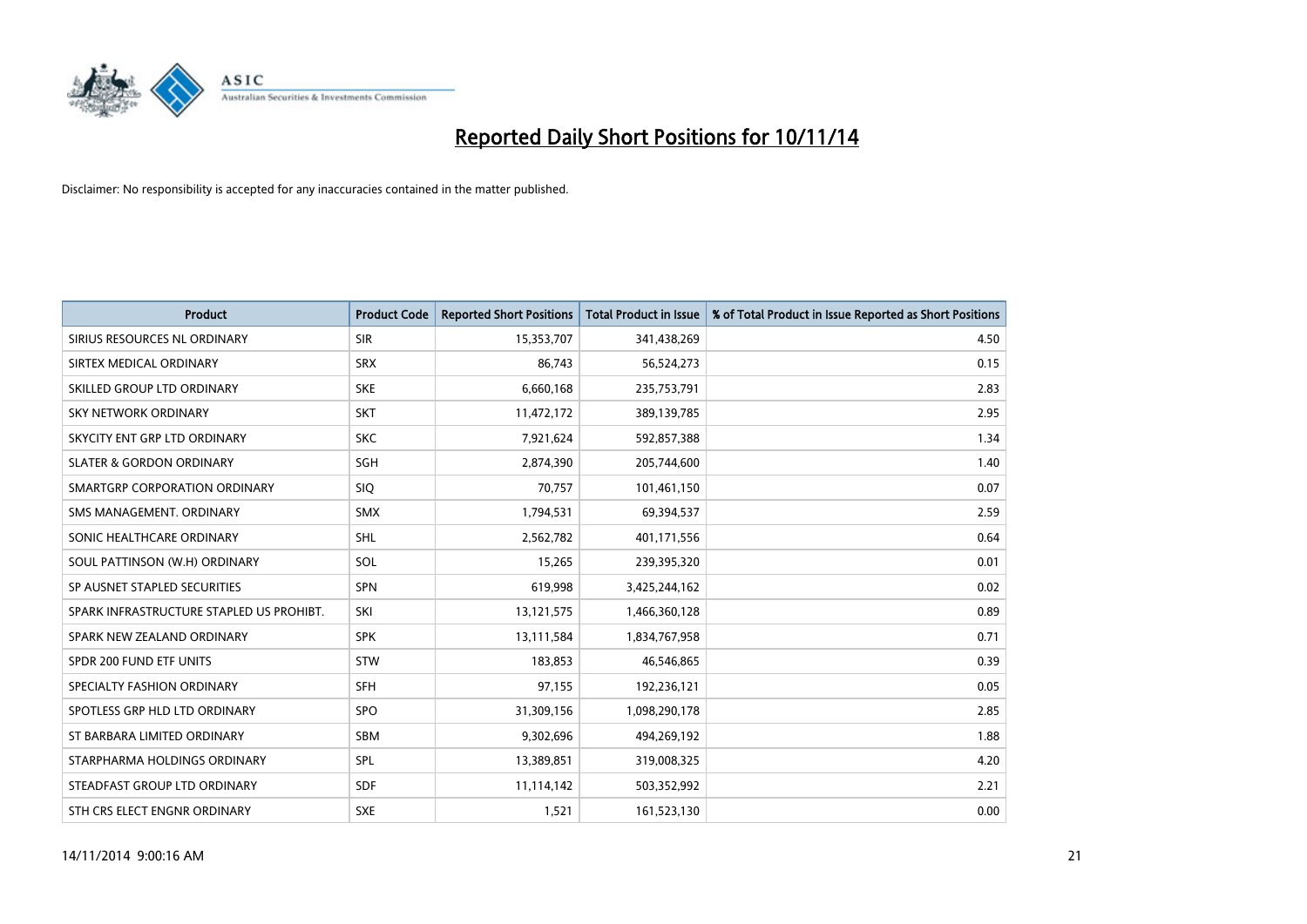# Reported Daily Short Positions for 10/11/14

Disclaimer: No responsibility is accepted for any inaccuracies contained in the matter published.

| Product | Product Code | Reported Short Positions | Total Product in Issue | % of Total Product in Issue Reported as Short Positions |
|---|---|---|---|---|
| SIRIUS RESOURCES NL ORDINARY | SIR | 15,353,707 | 341,438,269 | 4.50 |
| SIRTEX MEDICAL ORDINARY | SRX | 86,743 | 56,524,273 | 0.15 |
| SKILLED GROUP LTD ORDINARY | SKE | 6,660,168 | 235,753,791 | 2.83 |
| SKY NETWORK ORDINARY | SKT | 11,472,172 | 389,139,785 | 2.95 |
| SKYCITY ENT GRP LTD ORDINARY | SKC | 7,921,624 | 592,857,388 | 1.34 |
| SLATER & GORDON ORDINARY | SGH | 2,874,390 | 205,744,600 | 1.40 |
| SMARTGRP CORPORATION ORDINARY | SIQ | 70,757 | 101,461,150 | 0.07 |
| SMS MANAGEMENT. ORDINARY | SMX | 1,794,531 | 69,394,537 | 2.59 |
| SONIC HEALTHCARE ORDINARY | SHL | 2,562,782 | 401,171,556 | 0.64 |
| SOUL PATTINSON (W.H) ORDINARY | SOL | 15,265 | 239,395,320 | 0.01 |
| SP AUSNET STAPLED SECURITIES | SPN | 619,998 | 3,425,244,162 | 0.02 |
| SPARK INFRASTRUCTURE STAPLED US PROHIBT. | SKI | 13,121,575 | 1,466,360,128 | 0.89 |
| SPARK NEW ZEALAND ORDINARY | SPK | 13,111,584 | 1,834,767,958 | 0.71 |
| SPDR 200 FUND ETF UNITS | STW | 183,853 | 46,546,865 | 0.39 |
| SPECIALTY FASHION ORDINARY | SFH | 97,155 | 192,236,121 | 0.05 |
| SPOTLESS GRP HLD LTD ORDINARY | SPO | 31,309,156 | 1,098,290,178 | 2.85 |
| ST BARBARA LIMITED ORDINARY | SBM | 9,302,696 | 494,269,192 | 1.88 |
| STARPHARMA HOLDINGS ORDINARY | SPL | 13,389,851 | 319,008,325 | 4.20 |
| STEADFAST GROUP LTD ORDINARY | SDF | 11,114,142 | 503,352,992 | 2.21 |
| STH CRS ELECT ENGNR ORDINARY | SXE | 1,521 | 161,523,130 | 0.00 |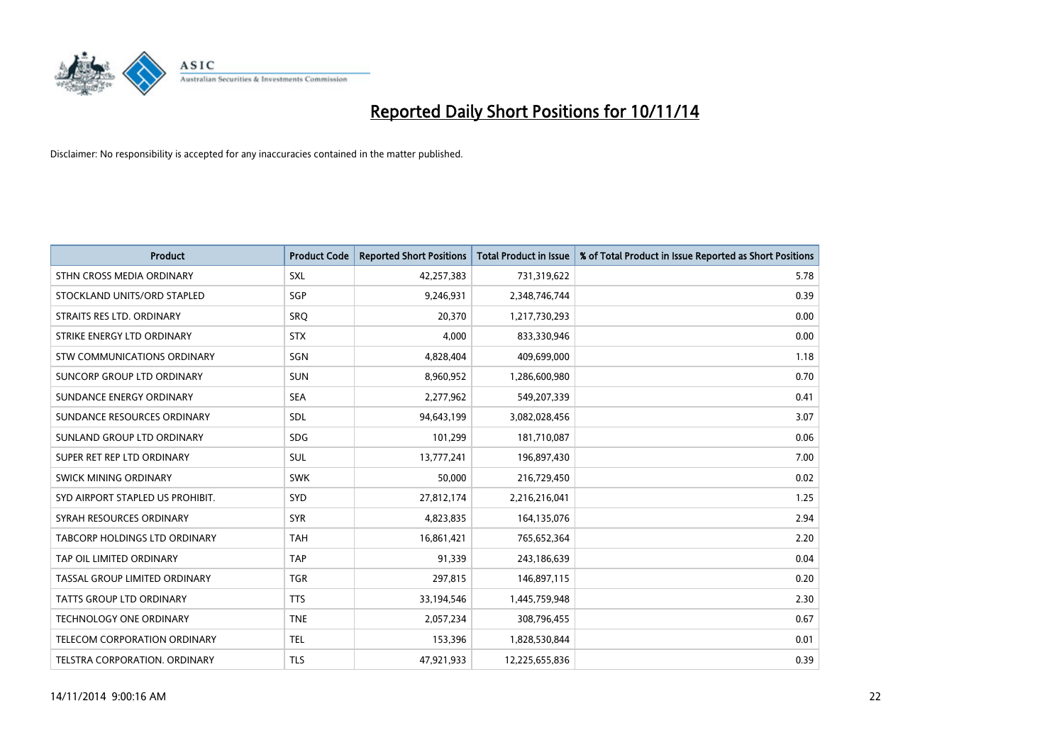# Reported Daily Short Positions for 10/11/14

Disclaimer: No responsibility is accepted for any inaccuracies contained in the matter published.

| Product | Product Code | Reported Short Positions | Total Product in Issue | % of Total Product in Issue Reported as Short Positions |
|---|---|---|---|---|
| STHN CROSS MEDIA ORDINARY | SXL | 42,257,383 | 731,319,622 | 5.78 |
| STOCKLAND UNITS/ORD STAPLED | SGP | 9,246,931 | 2,348,746,744 | 0.39 |
| STRAITS RES LTD. ORDINARY | SRQ | 20,370 | 1,217,730,293 | 0.00 |
| STRIKE ENERGY LTD ORDINARY | STX | 4,000 | 833,330,946 | 0.00 |
| STW COMMUNICATIONS ORDINARY | SGN | 4,828,404 | 409,699,000 | 1.18 |
| SUNCORP GROUP LTD ORDINARY | SUN | 8,960,952 | 1,286,600,980 | 0.70 |
| SUNDANCE ENERGY ORDINARY | SEA | 2,277,962 | 549,207,339 | 0.41 |
| SUNDANCE RESOURCES ORDINARY | SDL | 94,643,199 | 3,082,028,456 | 3.07 |
| SUNLAND GROUP LTD ORDINARY | SDG | 101,299 | 181,710,087 | 0.06 |
| SUPER RET REP LTD ORDINARY | SUL | 13,777,241 | 196,897,430 | 7.00 |
| SWICK MINING ORDINARY | SWK | 50,000 | 216,729,450 | 0.02 |
| SYD AIRPORT STAPLED US PROHIBIT. | SYD | 27,812,174 | 2,216,216,041 | 1.25 |
| SYRAH RESOURCES ORDINARY | SYR | 4,823,835 | 164,135,076 | 2.94 |
| TABCORP HOLDINGS LTD ORDINARY | TAH | 16,861,421 | 765,652,364 | 2.20 |
| TAP OIL LIMITED ORDINARY | TAP | 91,339 | 243,186,639 | 0.04 |
| TASSAL GROUP LIMITED ORDINARY | TGR | 297,815 | 146,897,115 | 0.20 |
| TATTS GROUP LTD ORDINARY | TTS | 33,194,546 | 1,445,759,948 | 2.30 |
| TECHNOLOGY ONE ORDINARY | TNE | 2,057,234 | 308,796,455 | 0.67 |
| TELECOM CORPORATION ORDINARY | TEL | 153,396 | 1,828,530,844 | 0.01 |
| TELSTRA CORPORATION. ORDINARY | TLS | 47,921,933 | 12,225,655,836 | 0.39 |

14/11/2014 9:00:16 AM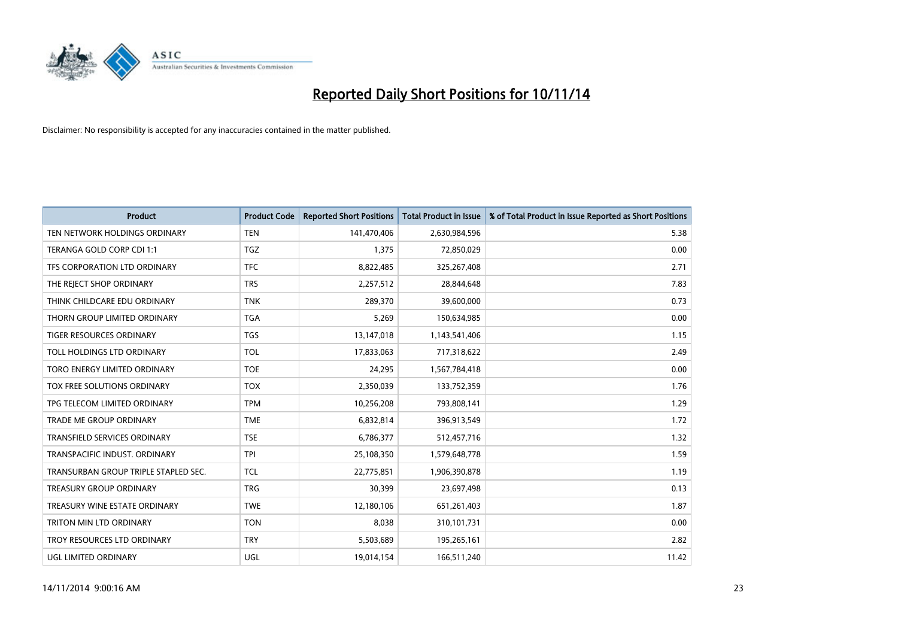# Reported Daily Short Positions for 10/11/14

Disclaimer: No responsibility is accepted for any inaccuracies contained in the matter published.

| Product | Product Code | Reported Short Positions | Total Product in Issue | % of Total Product in Issue Reported as Short Positions |
|---|---|---|---|---|
| TEN NETWORK HOLDINGS ORDINARY | TEN | 141,470,406 | 2,630,984,596 | 5.38 |
| TERANGA GOLD CORP CDI 1:1 | TGZ | 1,375 | 72,850,029 | 0.00 |
| TFS CORPORATION LTD ORDINARY | TFC | 8,822,485 | 325,267,408 | 2.71 |
| THE REJECT SHOP ORDINARY | TRS | 2,257,512 | 28,844,648 | 7.83 |
| THINK CHILDCARE EDU ORDINARY | TNK | 289,370 | 39,600,000 | 0.73 |
| THORN GROUP LIMITED ORDINARY | TGA | 5,269 | 150,634,985 | 0.00 |
| TIGER RESOURCES ORDINARY | TGS | 13,147,018 | 1,143,541,406 | 1.15 |
| TOLL HOLDINGS LTD ORDINARY | TOL | 17,833,063 | 717,318,622 | 2.49 |
| TORO ENERGY LIMITED ORDINARY | TOE | 24,295 | 1,567,784,418 | 0.00 |
| TOX FREE SOLUTIONS ORDINARY | TOX | 2,350,039 | 133,752,359 | 1.76 |
| TPG TELECOM LIMITED ORDINARY | TPM | 10,256,208 | 793,808,141 | 1.29 |
| TRADE ME GROUP ORDINARY | TME | 6,832,814 | 396,913,549 | 1.72 |
| TRANSFIELD SERVICES ORDINARY | TSE | 6,786,377 | 512,457,716 | 1.32 |
| TRANSPACIFIC INDUST. ORDINARY | TPI | 25,108,350 | 1,579,648,778 | 1.59 |
| TRANSURBAN GROUP TRIPLE STAPLED SEC. | TCL | 22,775,851 | 1,906,390,878 | 1.19 |
| TREASURY GROUP ORDINARY | TRG | 30,399 | 23,697,498 | 0.13 |
| TREASURY WINE ESTATE ORDINARY | TWE | 12,180,106 | 651,261,403 | 1.87 |
| TRITON MIN LTD ORDINARY | TON | 8,038 | 310,101,731 | 0.00 |
| TROY RESOURCES LTD ORDINARY | TRY | 5,503,689 | 195,265,161 | 2.82 |
| UGL LIMITED ORDINARY | UGL | 19,014,154 | 166,511,240 | 11.42 |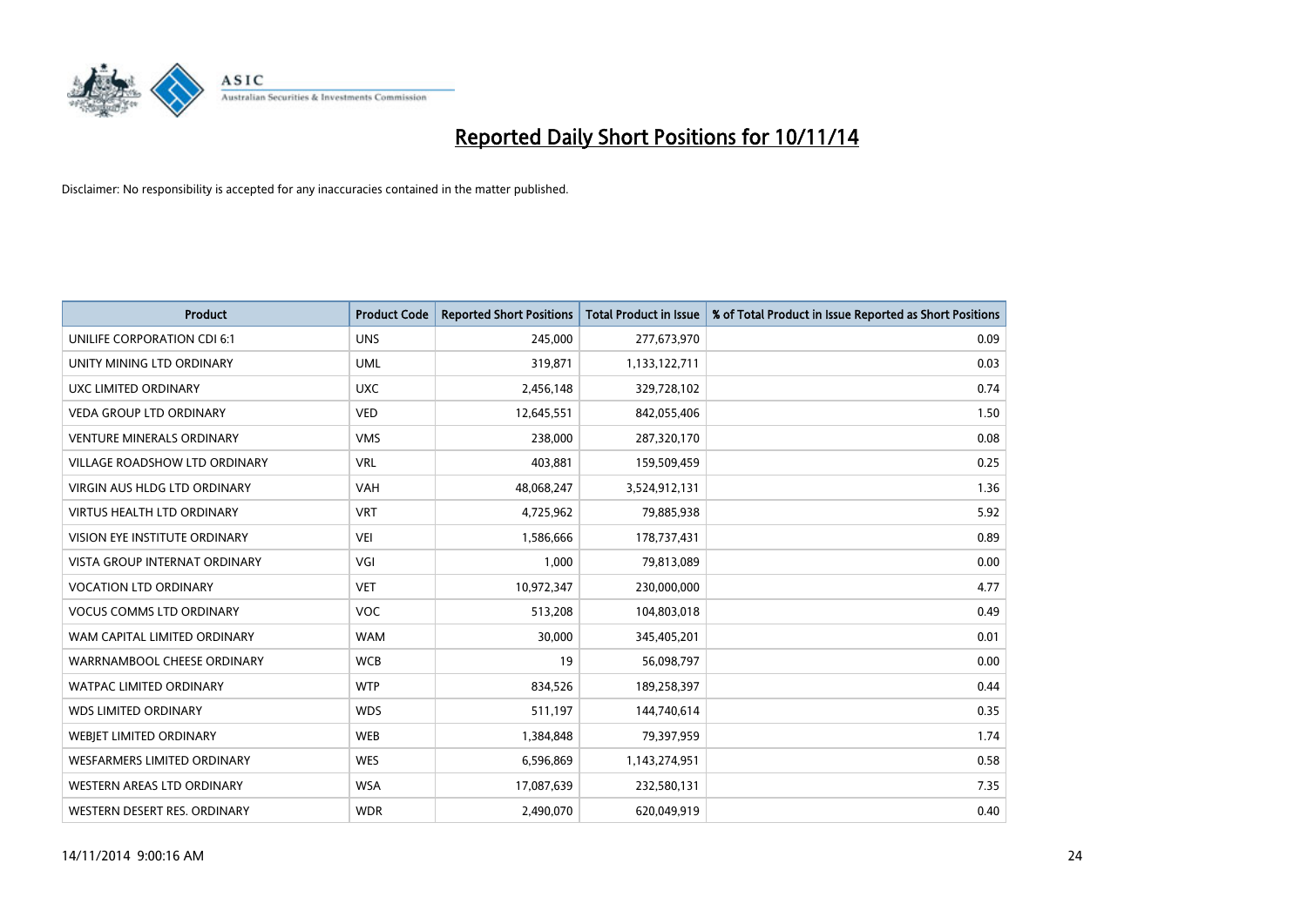# Reported Daily Short Positions for 10/11/14

Disclaimer: No responsibility is accepted for any inaccuracies contained in the matter published.

| Product | Product Code | Reported Short Positions | Total Product in Issue | % of Total Product in Issue Reported as Short Positions |
|---|---|---|---|---|
| UNILIFE CORPORATION CDI 6:1 | UNS | 245,000 | 277,673,970 | 0.09 |
| UNITY MINING LTD ORDINARY | UML | 319,871 | 1,133,122,711 | 0.03 |
| UXC LIMITED ORDINARY | UXC | 2,456,148 | 329,728,102 | 0.74 |
| VEDA GROUP LTD ORDINARY | VED | 12,645,551 | 842,055,406 | 1.50 |
| VENTURE MINERALS ORDINARY | VMS | 238,000 | 287,320,170 | 0.08 |
| VILLAGE ROADSHOW LTD ORDINARY | VRL | 403,881 | 159,509,459 | 0.25 |
| VIRGIN AUS HLDG LTD ORDINARY | VAH | 48,068,247 | 3,524,912,131 | 1.36 |
| VIRTUS HEALTH LTD ORDINARY | VRT | 4,725,962 | 79,885,938 | 5.92 |
| VISION EYE INSTITUTE ORDINARY | VEI | 1,586,666 | 178,737,431 | 0.89 |
| VISTA GROUP INTERNAT ORDINARY | VGI | 1,000 | 79,813,089 | 0.00 |
| VOCATION LTD ORDINARY | VET | 10,972,347 | 230,000,000 | 4.77 |
| VOCUS COMMS LTD ORDINARY | VOC | 513,208 | 104,803,018 | 0.49 |
| WAM CAPITAL LIMITED ORDINARY | WAM | 30,000 | 345,405,201 | 0.01 |
| WARRNAMBOOL CHEESE ORDINARY | WCB | 19 | 56,098,797 | 0.00 |
| WATPAC LIMITED ORDINARY | WTP | 834,526 | 189,258,397 | 0.44 |
| WDS LIMITED ORDINARY | WDS | 511,197 | 144,740,614 | 0.35 |
| WEBJET LIMITED ORDINARY | WEB | 1,384,848 | 79,397,959 | 1.74 |
| WESFARMERS LIMITED ORDINARY | WES | 6,596,869 | 1,143,274,951 | 0.58 |
| WESTERN AREAS LTD ORDINARY | WSA | 17,087,639 | 232,580,131 | 7.35 |
| WESTERN DESERT RES. ORDINARY | WDR | 2,490,070 | 620,049,919 | 0.40 |

14/11/2014 9:00:16 AM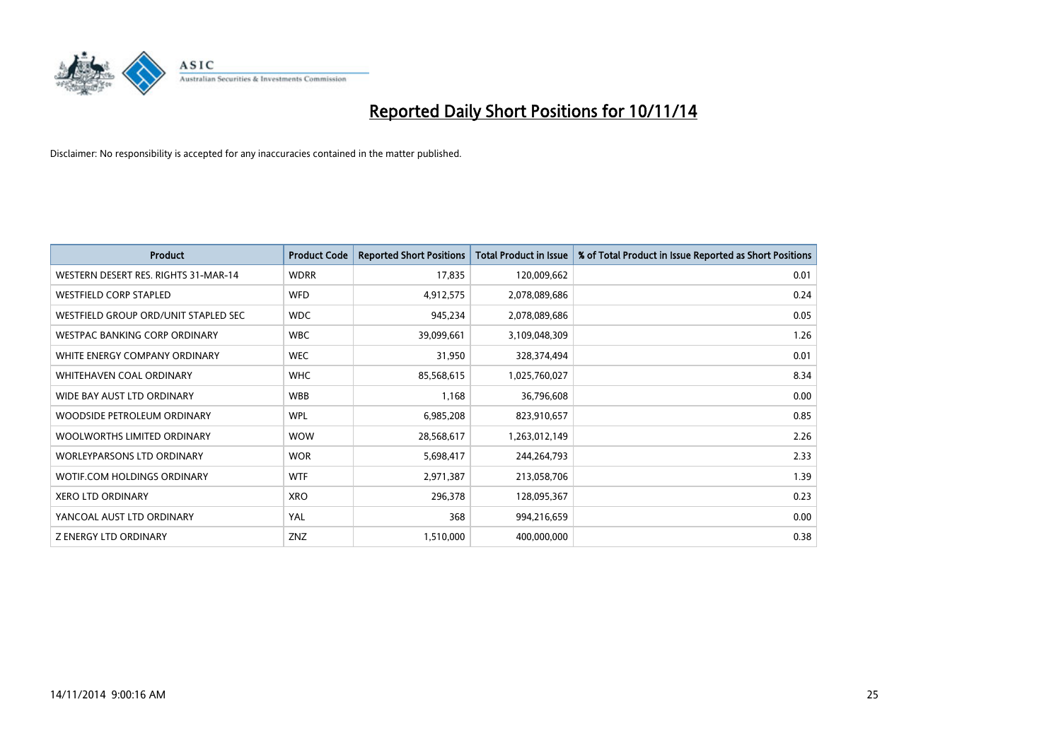# Reported Daily Short Positions for 10/11/14

Disclaimer: No responsibility is accepted for any inaccuracies contained in the matter published.

| Product | Product Code | Reported Short Positions | Total Product in Issue | % of Total Product in Issue Reported as Short Positions |
|---|---|---|---|---|
| WESTERN DESERT RES. RIGHTS 31-MAR-14 | WDRR | 17,835 | 120,009,662 | 0.01 |
| WESTFIELD CORP STAPLED | WFD | 4,912,575 | 2,078,089,686 | 0.24 |
| WESTFIELD GROUP ORD/UNIT STAPLED SEC | WDC | 945,234 | 2,078,089,686 | 0.05 |
| WESTPAC BANKING CORP ORDINARY | WBC | 39,099,661 | 3,109,048,309 | 1.26 |
| WHITE ENERGY COMPANY ORDINARY | WEC | 31,950 | 328,374,494 | 0.01 |
| WHITEHAVEN COAL ORDINARY | WHC | 85,568,615 | 1,025,760,027 | 8.34 |
| WIDE BAY AUST LTD ORDINARY | WBB | 1,168 | 36,796,608 | 0.00 |
| WOODSIDE PETROLEUM ORDINARY | WPL | 6,985,208 | 823,910,657 | 0.85 |
| WOOLWORTHS LIMITED ORDINARY | WOW | 28,568,617 | 1,263,012,149 | 2.26 |
| WORLEYPARSONS LTD ORDINARY | WOR | 5,698,417 | 244,264,793 | 2.33 |
| WOTIF.COM HOLDINGS ORDINARY | WTF | 2,971,387 | 213,058,706 | 1.39 |
| XERO LTD ORDINARY | XRO | 296,378 | 128,095,367 | 0.23 |
| YANCOAL AUST LTD ORDINARY | YAL | 368 | 994,216,659 | 0.00 |
| Z ENERGY LTD ORDINARY | ZNZ | 1,510,000 | 400,000,000 | 0.38 |